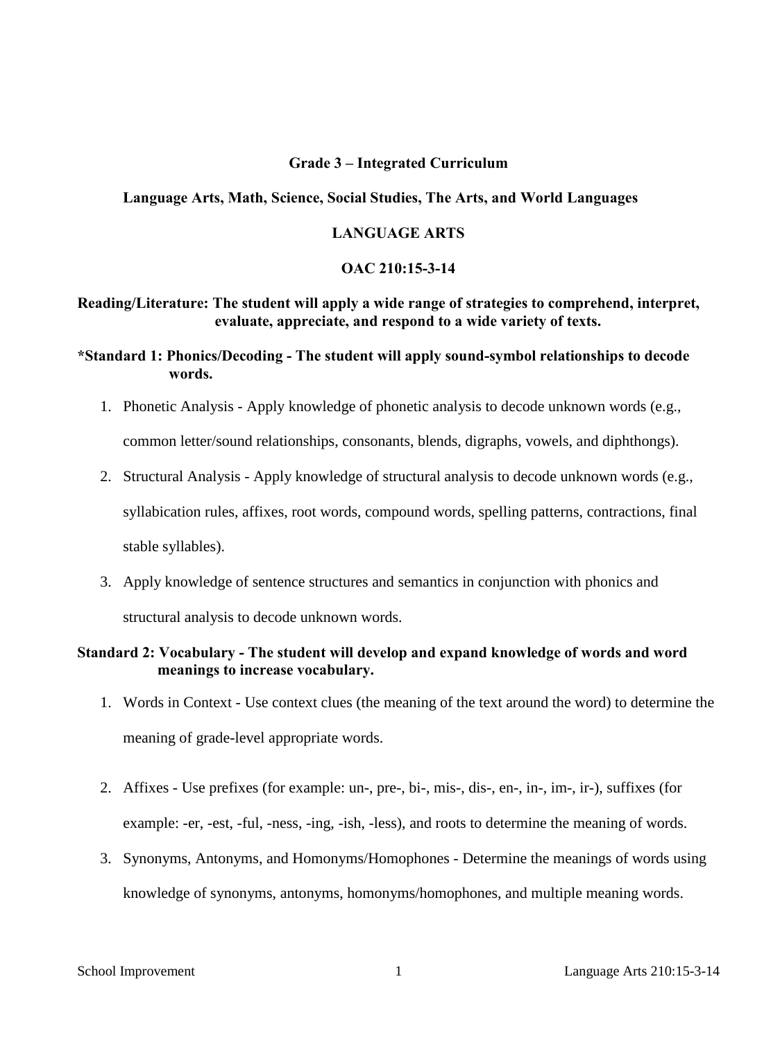# Grade 3 – Integrated Curriculum

## Language Arts, Math, Science, Social Studies, The Arts, and World Languages

## LANGUAGE ARTS

## OAC 210:15-3-14

### Reading/Literature: The student will apply a wide range of strategies to comprehend, interpret, evaluate, appreciate, and respond to a wide variety of texts.

#### *Standard 1: Phonics/Decoding - The student will apply sound-symbol relationships to decode words.

1. Phonetic Analysis - Apply knowledge of phonetic analysis to decode unknown words (e.g., common letter/sound relationships, consonants, blends, digraphs, vowels, and diphthongs).
2. Structural Analysis - Apply knowledge of structural analysis to decode unknown words (e.g., syllabication rules, affixes, root words, compound words, spelling patterns, contractions, final stable syllables).
3. Apply knowledge of sentence structures and semantics in conjunction with phonics and structural analysis to decode unknown words.

#### Standard 2: Vocabulary - The student will develop and expand knowledge of words and word meanings to increase vocabulary.

1. Words in Context - Use context clues (the meaning of the text around the word) to determine the meaning of grade-level appropriate words.
2. Affixes - Use prefixes (for example: un-, pre-, bi-, mis-, dis-, en-, in-, im-, ir-), suffixes (for example: -er, -est, -ful, -ness, -ing, -ish, -less), and roots to determine the meaning of words.
3. Synonyms, Antonyms, and Homonyms/Homophones - Determine the meanings of words using knowledge of synonyms, antonyms, homonyms/homophones, and multiple meaning words.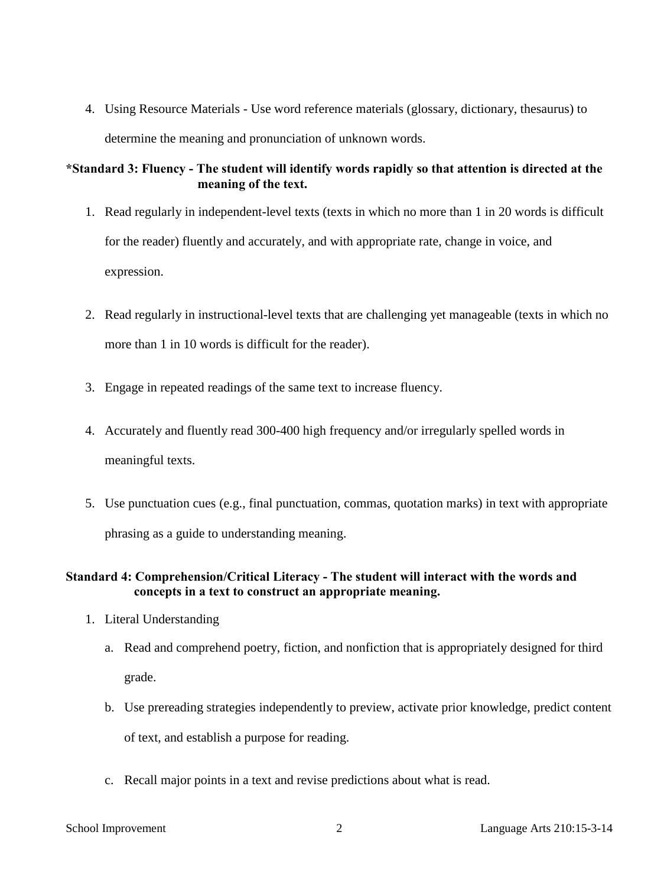4. Using Resource Materials - Use word reference materials (glossary, dictionary, thesaurus) to determine the meaning and pronunciation of unknown words.

**\*Standard 3: Fluency - The student will identify words rapidly so that attention is directed at the meaning of the text.**

1. Read regularly in independent-level texts (texts in which no more than 1 in 20 words is difficult for the reader) fluently and accurately, and with appropriate rate, change in voice, and expression.

2. Read regularly in instructional-level texts that are challenging yet manageable (texts in which no more than 1 in 10 words is difficult for the reader).

3. Engage in repeated readings of the same text to increase fluency.

4. Accurately and fluently read 300-400 high frequency and/or irregularly spelled words in meaningful texts.

5. Use punctuation cues (e.g., final punctuation, commas, quotation marks) in text with appropriate phrasing as a guide to understanding meaning.

**Standard 4: Comprehension/Critical Literacy - The student will interact with the words and concepts in a text to construct an appropriate meaning.**

1. Literal Understanding
   a. Read and comprehend poetry, fiction, and nonfiction that is appropriately designed for third grade.
   b. Use prereading strategies independently to preview, activate prior knowledge, predict content of text, and establish a purpose for reading.
   c. Recall major points in a text and revise predictions about what is read.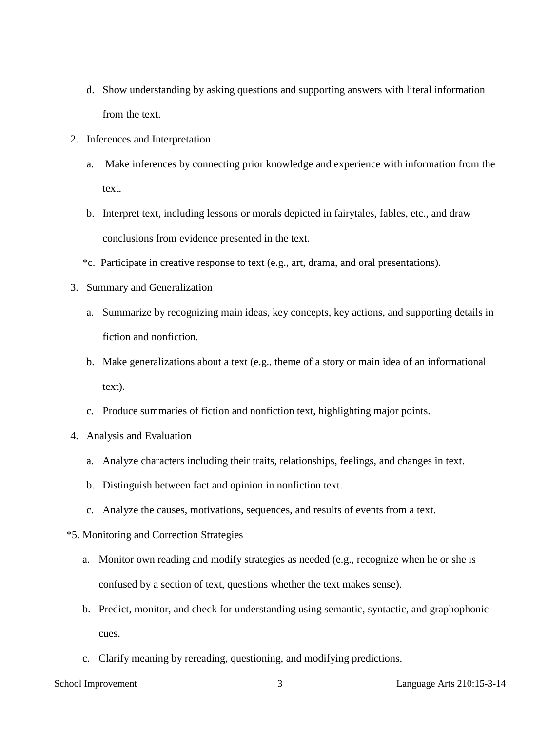d. Show understanding by asking questions and supporting answers with literal information from the text.

2. Inferences and Interpretation

   a. Make inferences by connecting prior knowledge and experience with information from the text.

   b. Interpret text, including lessons or morals depicted in fairytales, fables, etc., and draw conclusions from evidence presented in the text.

   *c. Participate in creative response to text (e.g., art, drama, and oral presentations).

3. Summary and Generalization

   a. Summarize by recognizing main ideas, key concepts, key actions, and supporting details in fiction and nonfiction.

   b. Make generalizations about a text (e.g., theme of a story or main idea of an informational text).

   c. Produce summaries of fiction and nonfiction text, highlighting major points.

4. Analysis and Evaluation

   a. Analyze characters including their traits, relationships, feelings, and changes in text.

   b. Distinguish between fact and opinion in nonfiction text.

   c. Analyze the causes, motivations, sequences, and results of events from a text.

*5. Monitoring and Correction Strategies

   a. Monitor own reading and modify strategies as needed (e.g., recognize when he or she is confused by a section of text, questions whether the text makes sense).

   b. Predict, monitor, and check for understanding using semantic, syntactic, and graphophonic cues.

   c. Clarify meaning by rereading, questioning, and modifying predictions.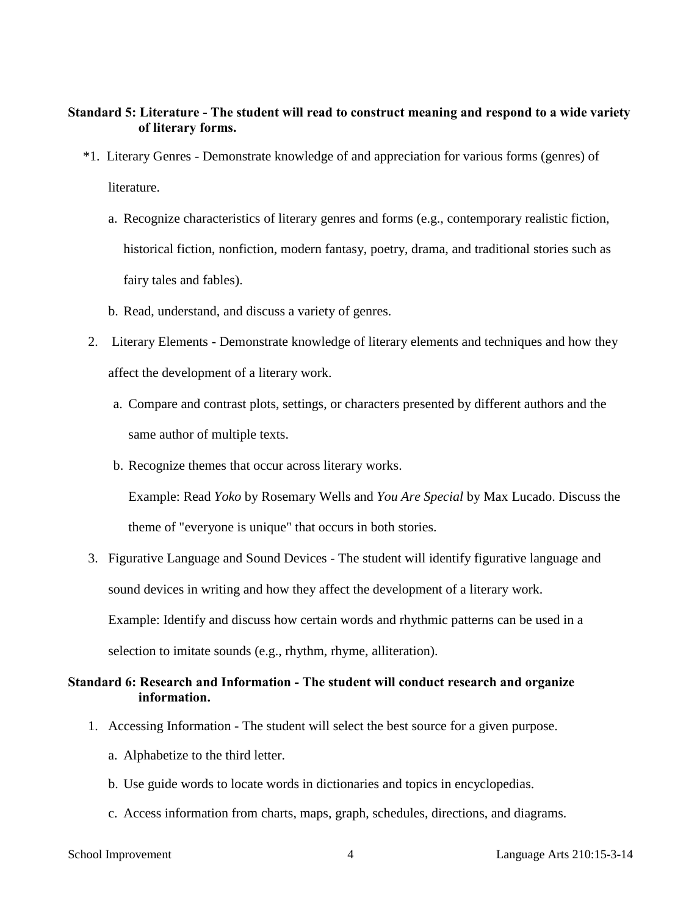**Standard 5: Literature - The student will read to construct meaning and respond to a wide variety of literary forms.**

*1. Literary Genres - Demonstrate knowledge of and appreciation for various forms (genres) of literature.

   a. Recognize characteristics of literary genres and forms (e.g., contemporary realistic fiction, historical fiction, nonfiction, modern fantasy, poetry, drama, and traditional stories such as fairy tales and fables).

   b. Read, understand, and discuss a variety of genres.

2. Literary Elements - Demonstrate knowledge of literary elements and techniques and how they affect the development of a literary work.

   a. Compare and contrast plots, settings, or characters presented by different authors and the same author of multiple texts.

   b. Recognize themes that occur across literary works.

      Example: Read *Yoko* by Rosemary Wells and *You Are Special* by Max Lucado. Discuss the theme of "everyone is unique" that occurs in both stories.

3. Figurative Language and Sound Devices - The student will identify figurative language and sound devices in writing and how they affect the development of a literary work.

   Example: Identify and discuss how certain words and rhythmic patterns can be used in a selection to imitate sounds (e.g., rhythm, rhyme, alliteration).

**Standard 6: Research and Information - The student will conduct research and organize information.**

1. Accessing Information - The student will select the best source for a given purpose.

   a. Alphabetize to the third letter.

   b. Use guide words to locate words in dictionaries and topics in encyclopedias.

   c. Access information from charts, maps, graph, schedules, directions, and diagrams.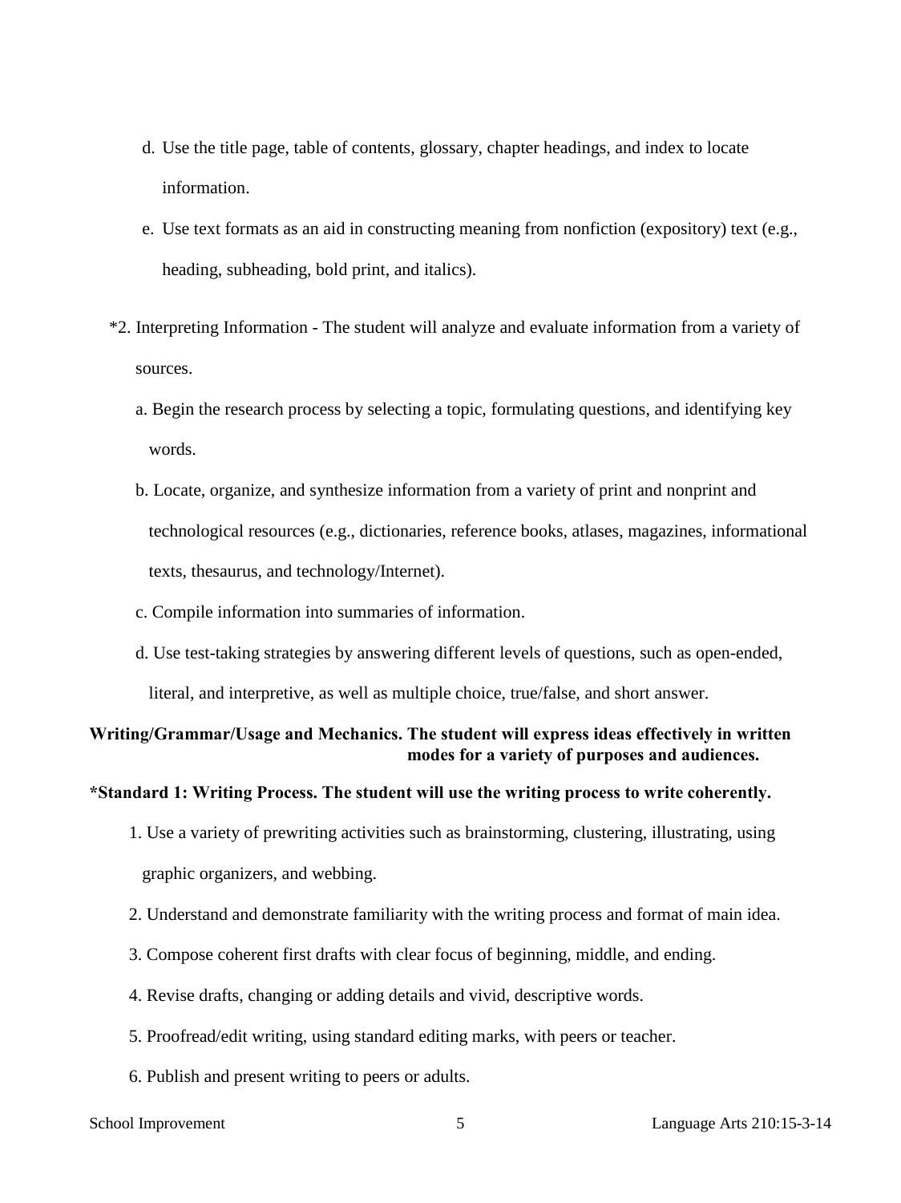d. Use the title page, table of contents, glossary, chapter headings, and index to locate information.

e. Use text formats as an aid in constructing meaning from nonfiction (expository) text (e.g., heading, subheading, bold print, and italics).

*2. Interpreting Information - The student will analyze and evaluate information from a variety of sources.

a. Begin the research process by selecting a topic, formulating questions, and identifying key words.

b. Locate, organize, and synthesize information from a variety of print and nonprint and technological resources (e.g., dictionaries, reference books, atlases, magazines, informational texts, thesaurus, and technology/Internet).

c. Compile information into summaries of information.

d. Use test-taking strategies by answering different levels of questions, such as open-ended, literal, and interpretive, as well as multiple choice, true/false, and short answer.

**Writing/Grammar/Usage and Mechanics. The student will express ideas effectively in written modes for a variety of purposes and audiences.**

**\*Standard 1: Writing Process. The student will use the writing process to write coherently.**

1. Use a variety of prewriting activities such as brainstorming, clustering, illustrating, using graphic organizers, and webbing.
2. Understand and demonstrate familiarity with the writing process and format of main idea.
3. Compose coherent first drafts with clear focus of beginning, middle, and ending.
4. Revise drafts, changing or adding details and vivid, descriptive words.
5. Proofread/edit writing, using standard editing marks, with peers or teacher.
6. Publish and present writing to peers or adults.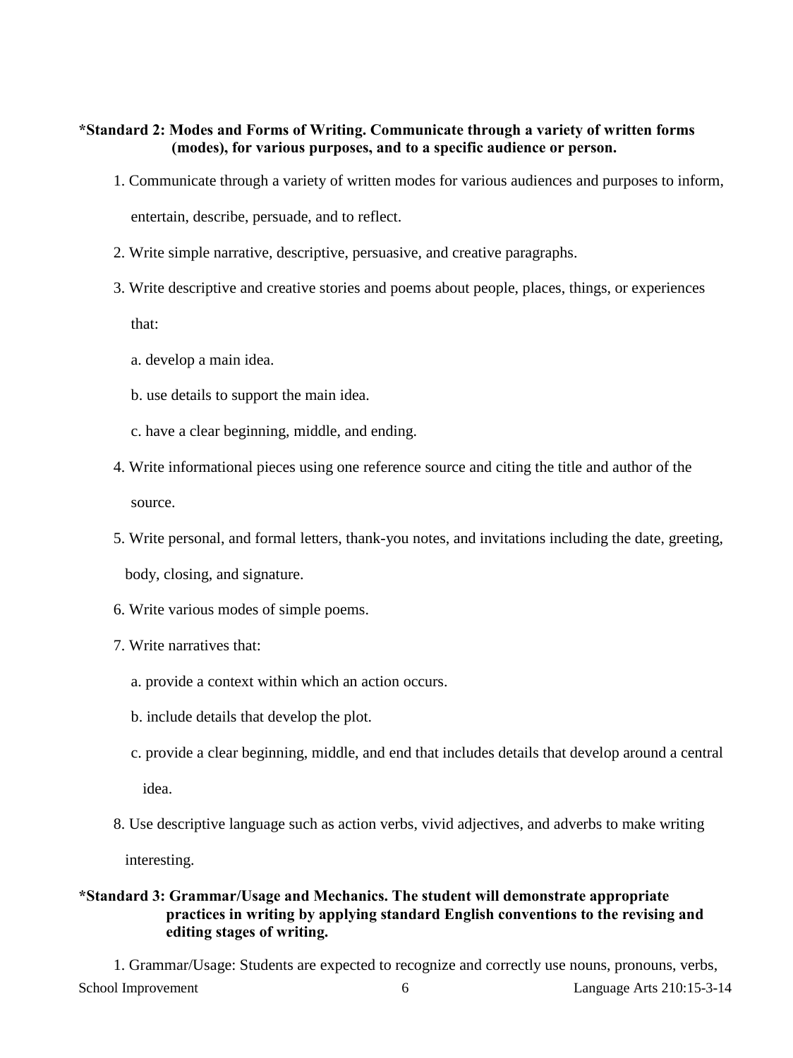**\*Standard 2: Modes and Forms of Writing. Communicate through a variety of written forms (modes), for various purposes, and to a specific audience or person.**

1. Communicate through a variety of written modes for various audiences and purposes to inform, entertain, describe, persuade, and to reflect.
2. Write simple narrative, descriptive, persuasive, and creative paragraphs.
3. Write descriptive and creative stories and poems about people, places, things, or experiences that:
   a. develop a main idea.
   b. use details to support the main idea.
   c. have a clear beginning, middle, and ending.
4. Write informational pieces using one reference source and citing the title and author of the source.
5. Write personal, and formal letters, thank-you notes, and invitations including the date, greeting, body, closing, and signature.
6. Write various modes of simple poems.
7. Write narratives that:
   a. provide a context within which an action occurs.
   b. include details that develop the plot.
   c. provide a clear beginning, middle, and end that includes details that develop around a central idea.
8. Use descriptive language such as action verbs, vivid adjectives, and adverbs to make writing interesting.

**\*Standard 3: Grammar/Usage and Mechanics. The student will demonstrate appropriate practices in writing by applying standard English conventions to the revising and editing stages of writing.**

1. Grammar/Usage: Students are expected to recognize and correctly use nouns, pronouns, verbs,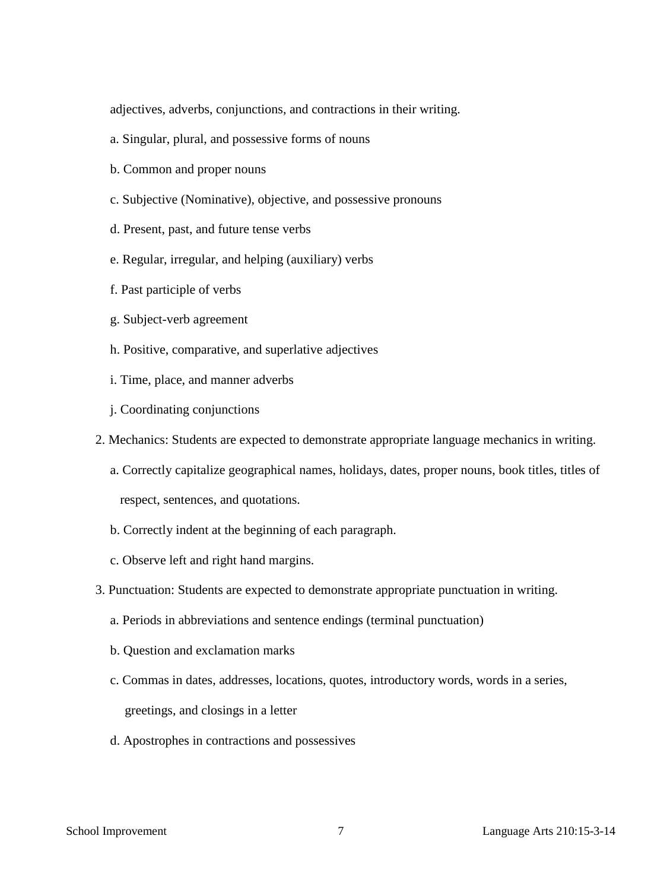adjectives, adverbs, conjunctions, and contractions in their writing.

a. Singular, plural, and possessive forms of nouns

b. Common and proper nouns

c. Subjective (Nominative), objective, and possessive pronouns

d. Present, past, and future tense verbs

e. Regular, irregular, and helping (auxiliary) verbs

f. Past participle of verbs

g. Subject-verb agreement

h. Positive, comparative, and superlative adjectives

i. Time, place, and manner adverbs

j. Coordinating conjunctions

2. Mechanics: Students are expected to demonstrate appropriate language mechanics in writing.

   a. Correctly capitalize geographical names, holidays, dates, proper nouns, book titles, titles of respect, sentences, and quotations.

   b. Correctly indent at the beginning of each paragraph.

   c. Observe left and right hand margins.

3. Punctuation: Students are expected to demonstrate appropriate punctuation in writing.

   a. Periods in abbreviations and sentence endings (terminal punctuation)

   b. Question and exclamation marks

   c. Commas in dates, addresses, locations, quotes, introductory words, words in a series, greetings, and closings in a letter

   d. Apostrophes in contractions and possessives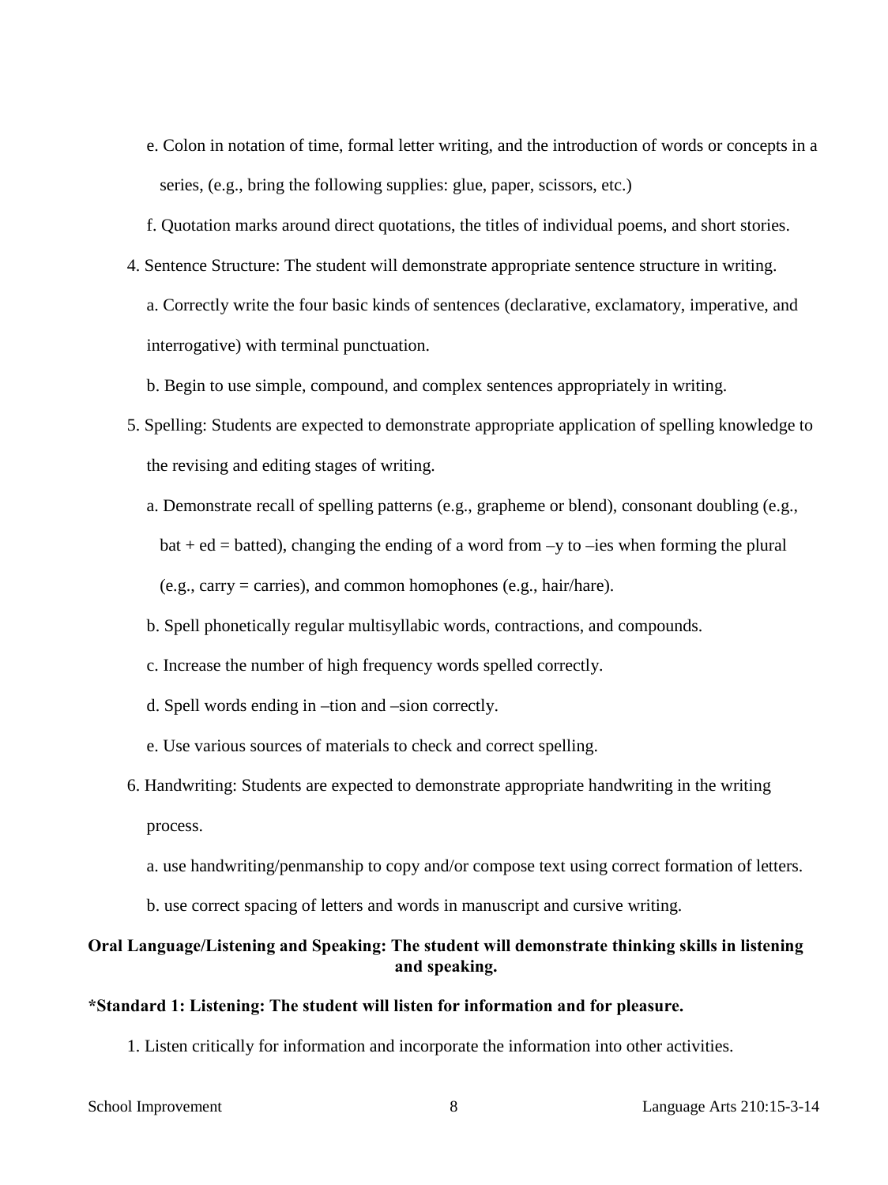e. Colon in notation of time, formal letter writing, and the introduction of words or concepts in a series, (e.g., bring the following supplies: glue, paper, scissors, etc.)

f. Quotation marks around direct quotations, the titles of individual poems, and short stories.

4. Sentence Structure: The student will demonstrate appropriate sentence structure in writing.

   a. Correctly write the four basic kinds of sentences (declarative, exclamatory, imperative, and interrogative) with terminal punctuation.

   b. Begin to use simple, compound, and complex sentences appropriately in writing.

5. Spelling: Students are expected to demonstrate appropriate application of spelling knowledge to the revising and editing stages of writing.

   a. Demonstrate recall of spelling patterns (e.g., grapheme or blend), consonant doubling (e.g., bat + ed = batted), changing the ending of a word from –y to –ies when forming the plural (e.g., carry = carries), and common homophones (e.g., hair/hare).

   b. Spell phonetically regular multisyllabic words, contractions, and compounds.

   c. Increase the number of high frequency words spelled correctly.

   d. Spell words ending in –tion and –sion correctly.

   e. Use various sources of materials to check and correct spelling.

6. Handwriting: Students are expected to demonstrate appropriate handwriting in the writing process.

   a. use handwriting/penmanship to copy and/or compose text using correct formation of letters.

   b. use correct spacing of letters and words in manuscript and cursive writing.

**Oral Language/Listening and Speaking: The student will demonstrate thinking skills in listening and speaking.**

**\*Standard 1: Listening: The student will listen for information and for pleasure.**

1. Listen critically for information and incorporate the information into other activities.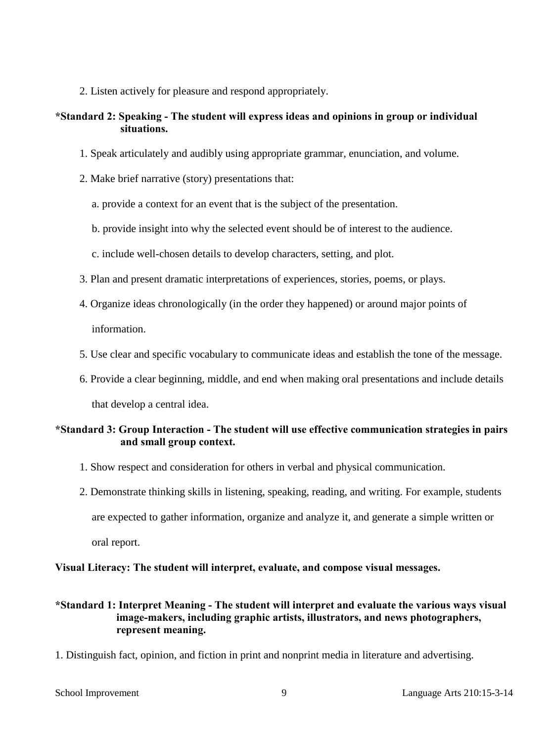2. Listen actively for pleasure and respond appropriately.

**\*Standard 2: Speaking - The student will express ideas and opinions in group or individual situations.**

1. Speak articulately and audibly using appropriate grammar, enunciation, and volume.
2. Make brief narrative (story) presentations that:
   a. provide a context for an event that is the subject of the presentation.
   b. provide insight into why the selected event should be of interest to the audience.
   c. include well-chosen details to develop characters, setting, and plot.
3. Plan and present dramatic interpretations of experiences, stories, poems, or plays.
4. Organize ideas chronologically (in the order they happened) or around major points of information.
5. Use clear and specific vocabulary to communicate ideas and establish the tone of the message.
6. Provide a clear beginning, middle, and end when making oral presentations and include details that develop a central idea.

**\*Standard 3: Group Interaction - The student will use effective communication strategies in pairs and small group context.**

1. Show respect and consideration for others in verbal and physical communication.
2. Demonstrate thinking skills in listening, speaking, reading, and writing. For example, students are expected to gather information, organize and analyze it, and generate a simple written or oral report.

**Visual Literacy: The student will interpret, evaluate, and compose visual messages.**

**\*Standard 1: Interpret Meaning - The student will interpret and evaluate the various ways visual image-makers, including graphic artists, illustrators, and news photographers, represent meaning.**

1. Distinguish fact, opinion, and fiction in print and nonprint media in literature and advertising.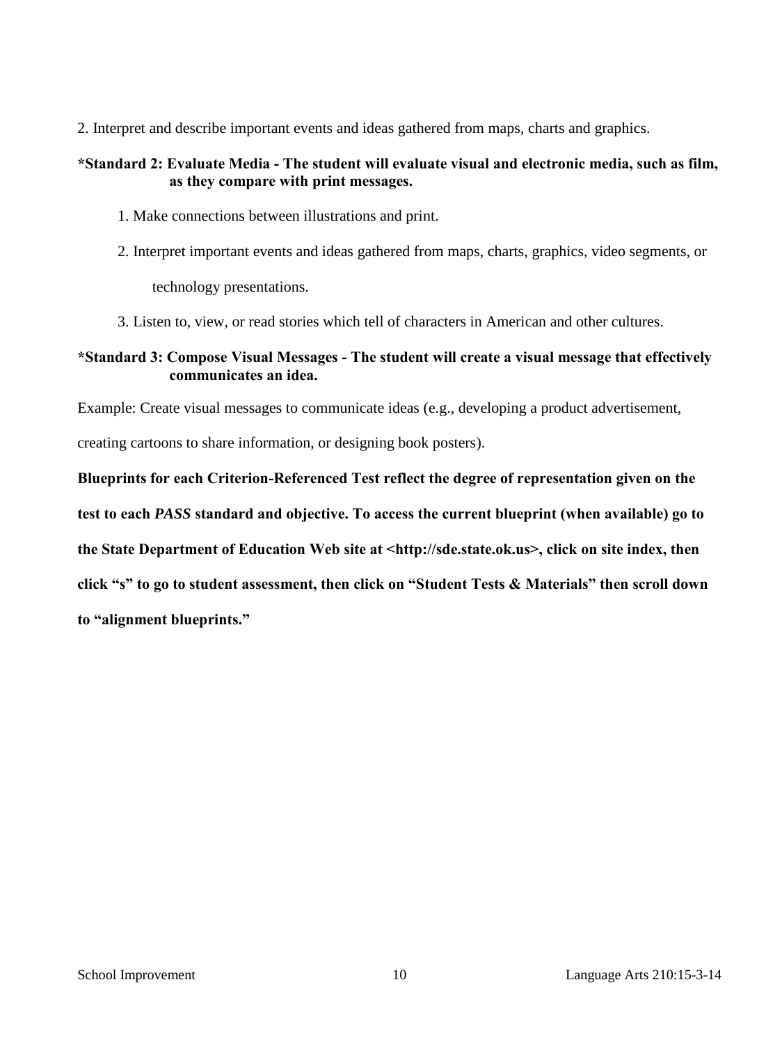2. Interpret and describe important events and ideas gathered from maps, charts and graphics.

**\*Standard 2: Evaluate Media - The student will evaluate visual and electronic media, such as film, as they compare with print messages.**

1. Make connections between illustrations and print.
2. Interpret important events and ideas gathered from maps, charts, graphics, video segments, or technology presentations.
3. Listen to, view, or read stories which tell of characters in American and other cultures.

**\*Standard 3: Compose Visual Messages - The student will create a visual message that effectively communicates an idea.**

Example: Create visual messages to communicate ideas (e.g., developing a product advertisement, creating cartoons to share information, or designing book posters).

**Blueprints for each Criterion-Referenced Test reflect the degree of representation given on the test to each *PASS* standard and objective. To access the current blueprint (when available) go to the State Department of Education Web site at <http://sde.state.ok.us>, click on site index, then click "s" to go to student assessment, then click on "Student Tests & Materials" then scroll down to "alignment blueprints."**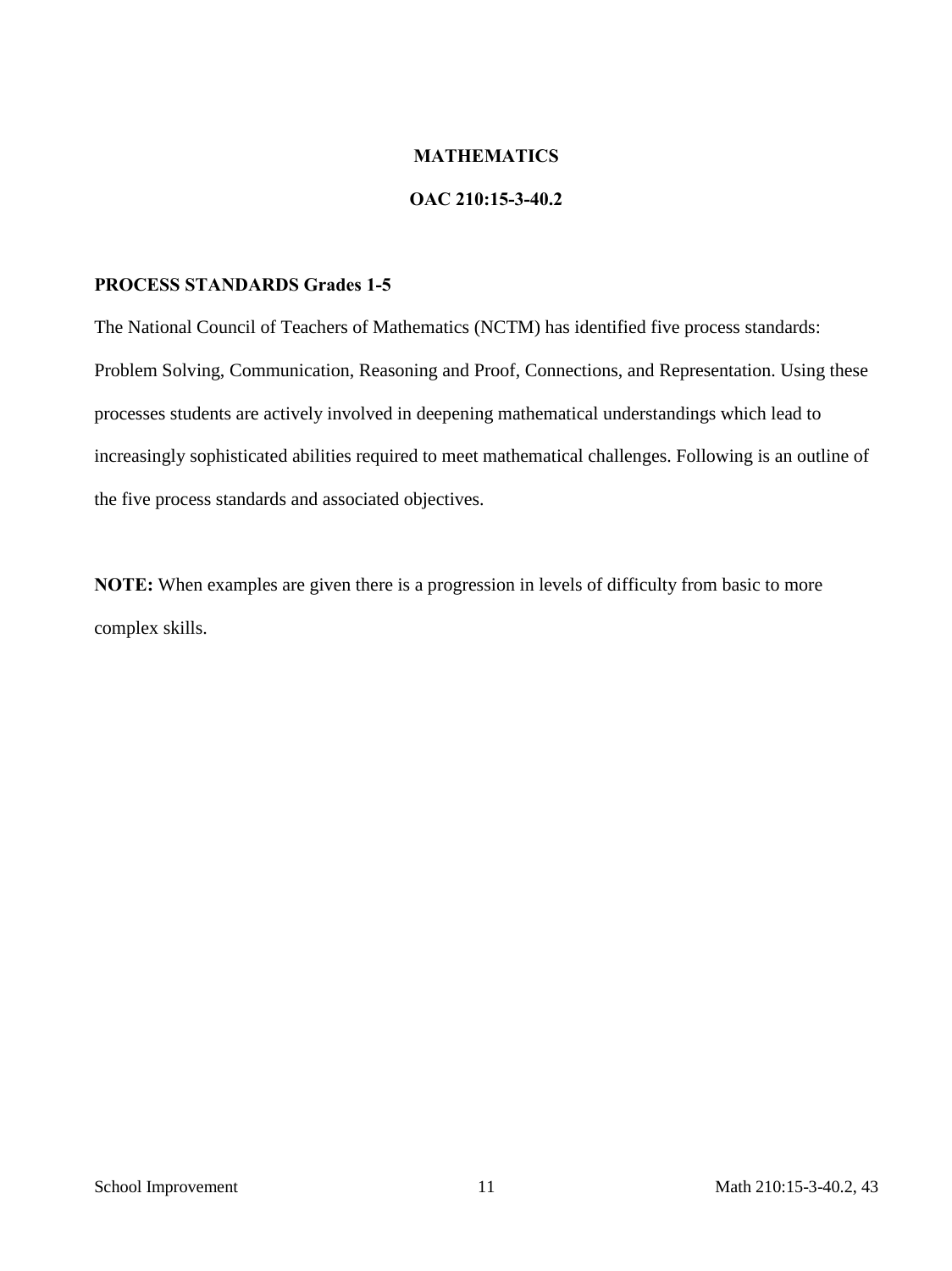# MATHEMATICS

## OAC 210:15-3-40.2

### PROCESS STANDARDS Grades 1-5

The National Council of Teachers of Mathematics (NCTM) has identified five process standards: Problem Solving, Communication, Reasoning and Proof, Connections, and Representation. Using these processes students are actively involved in deepening mathematical understandings which lead to increasingly sophisticated abilities required to meet mathematical challenges. Following is an outline of the five process standards and associated objectives.

**NOTE:** When examples are given there is a progression in levels of difficulty from basic to more complex skills.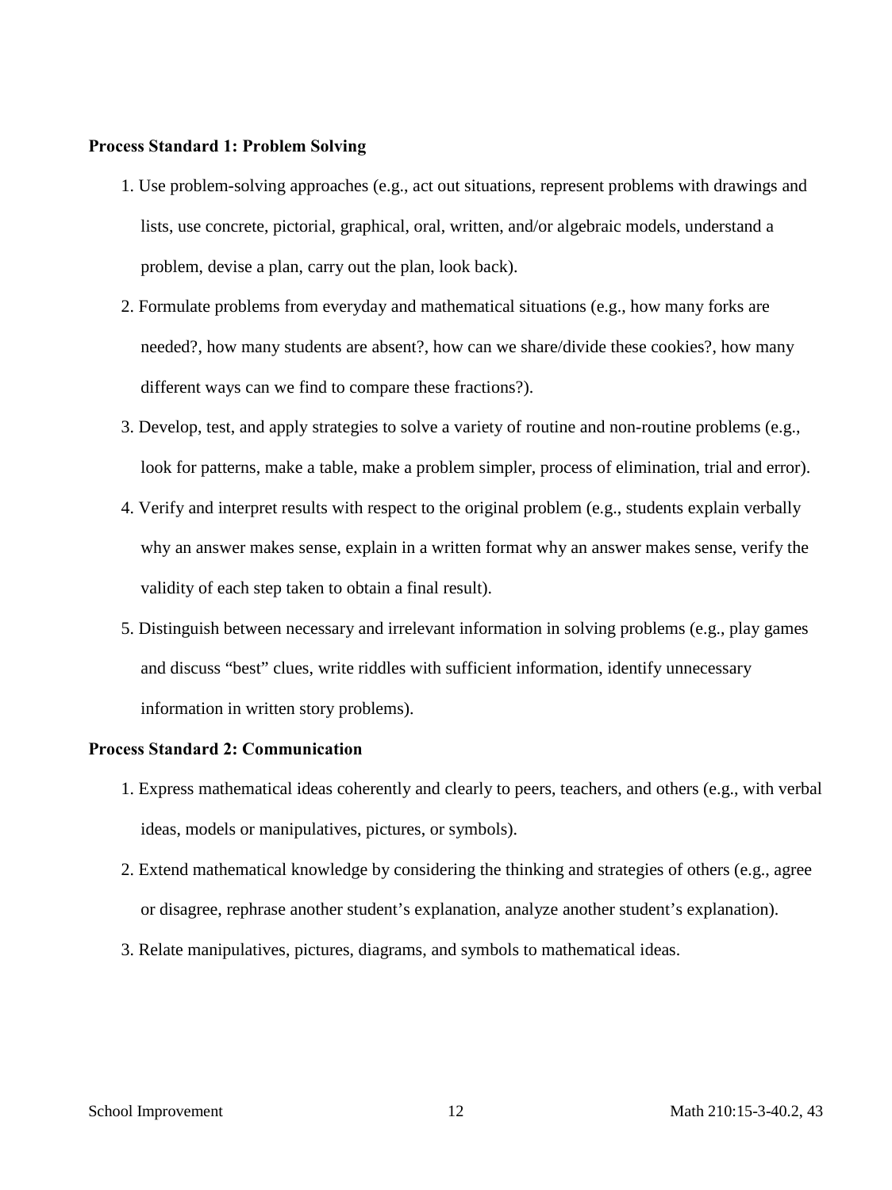**Process Standard 1: Problem Solving**

1. Use problem-solving approaches (e.g., act out situations, represent problems with drawings and lists, use concrete, pictorial, graphical, oral, written, and/or algebraic models, understand a problem, devise a plan, carry out the plan, look back).
2. Formulate problems from everyday and mathematical situations (e.g., how many forks are needed?, how many students are absent?, how can we share/divide these cookies?, how many different ways can we find to compare these fractions?).
3. Develop, test, and apply strategies to solve a variety of routine and non-routine problems (e.g., look for patterns, make a table, make a problem simpler, process of elimination, trial and error).
4. Verify and interpret results with respect to the original problem (e.g., students explain verbally why an answer makes sense, explain in a written format why an answer makes sense, verify the validity of each step taken to obtain a final result).
5. Distinguish between necessary and irrelevant information in solving problems (e.g., play games and discuss "best" clues, write riddles with sufficient information, identify unnecessary information in written story problems).

**Process Standard 2: Communication**

1. Express mathematical ideas coherently and clearly to peers, teachers, and others (e.g., with verbal ideas, models or manipulatives, pictures, or symbols).
2. Extend mathematical knowledge by considering the thinking and strategies of others (e.g., agree or disagree, rephrase another student's explanation, analyze another student's explanation).
3. Relate manipulatives, pictures, diagrams, and symbols to mathematical ideas.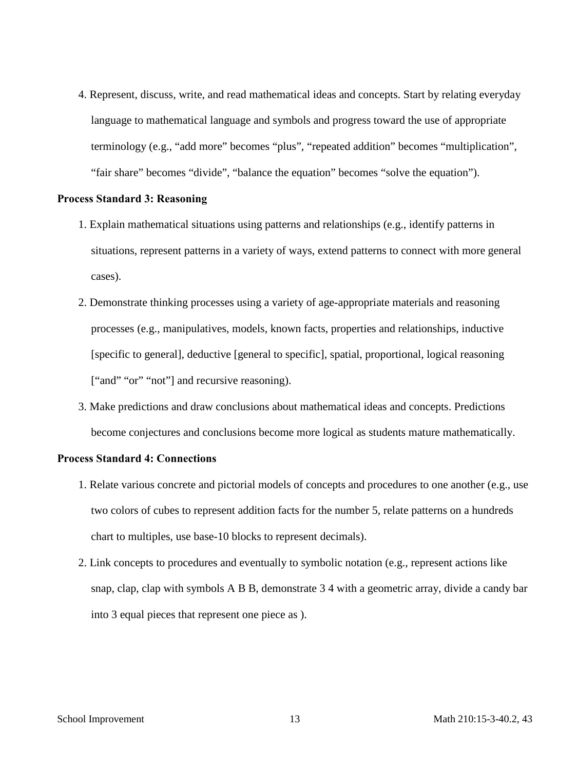4. Represent, discuss, write, and read mathematical ideas and concepts. Start by relating everyday language to mathematical language and symbols and progress toward the use of appropriate terminology (e.g., “add more” becomes “plus”, “repeated addition” becomes “multiplication”, “fair share” becomes “divide”, “balance the equation” becomes “solve the equation”).

**Process Standard 3: Reasoning**

1. Explain mathematical situations using patterns and relationships (e.g., identify patterns in situations, represent patterns in a variety of ways, extend patterns to connect with more general cases).
2. Demonstrate thinking processes using a variety of age-appropriate materials and reasoning processes (e.g., manipulatives, models, known facts, properties and relationships, inductive [specific to general], deductive [general to specific], spatial, proportional, logical reasoning [“and” “or” “not”] and recursive reasoning).
3. Make predictions and draw conclusions about mathematical ideas and concepts. Predictions become conjectures and conclusions become more logical as students mature mathematically.

**Process Standard 4: Connections**

1. Relate various concrete and pictorial models of concepts and procedures to one another (e.g., use two colors of cubes to represent addition facts for the number 5, relate patterns on a hundreds chart to multiples, use base-10 blocks to represent decimals).
2. Link concepts to procedures and eventually to symbolic notation (e.g., represent actions like snap, clap, clap with symbols A B B, demonstrate 3 4 with a geometric array, divide a candy bar into 3 equal pieces that represent one piece as ).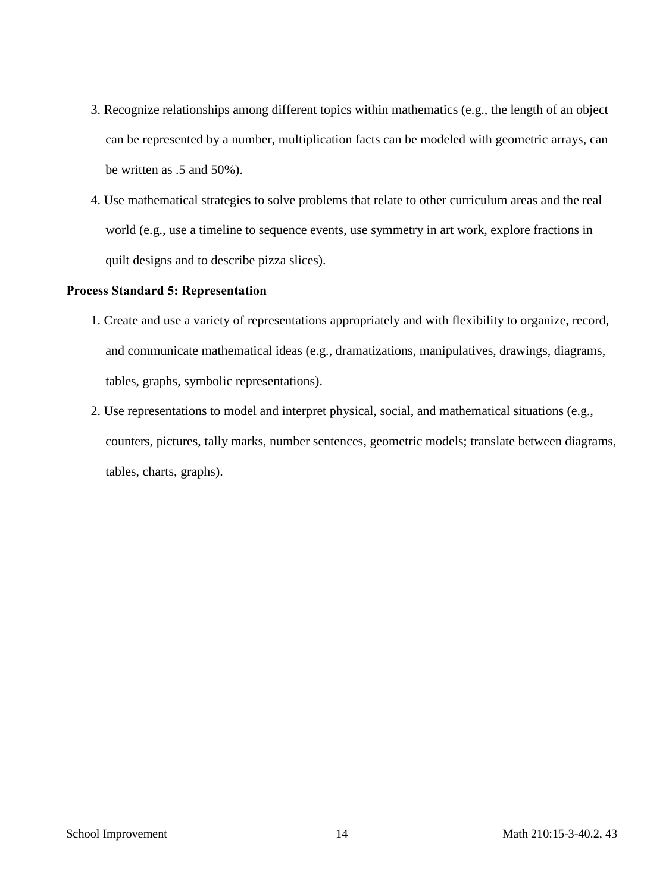3. Recognize relationships among different topics within mathematics (e.g., the length of an object can be represented by a number, multiplication facts can be modeled with geometric arrays, can be written as .5 and 50%).
4. Use mathematical strategies to solve problems that relate to other curriculum areas and the real world (e.g., use a timeline to sequence events, use symmetry in art work, explore fractions in quilt designs and to describe pizza slices).

**Process Standard 5: Representation**

1. Create and use a variety of representations appropriately and with flexibility to organize, record, and communicate mathematical ideas (e.g., dramatizations, manipulatives, drawings, diagrams, tables, graphs, symbolic representations).
2. Use representations to model and interpret physical, social, and mathematical situations (e.g., counters, pictures, tally marks, number sentences, geometric models; translate between diagrams, tables, charts, graphs).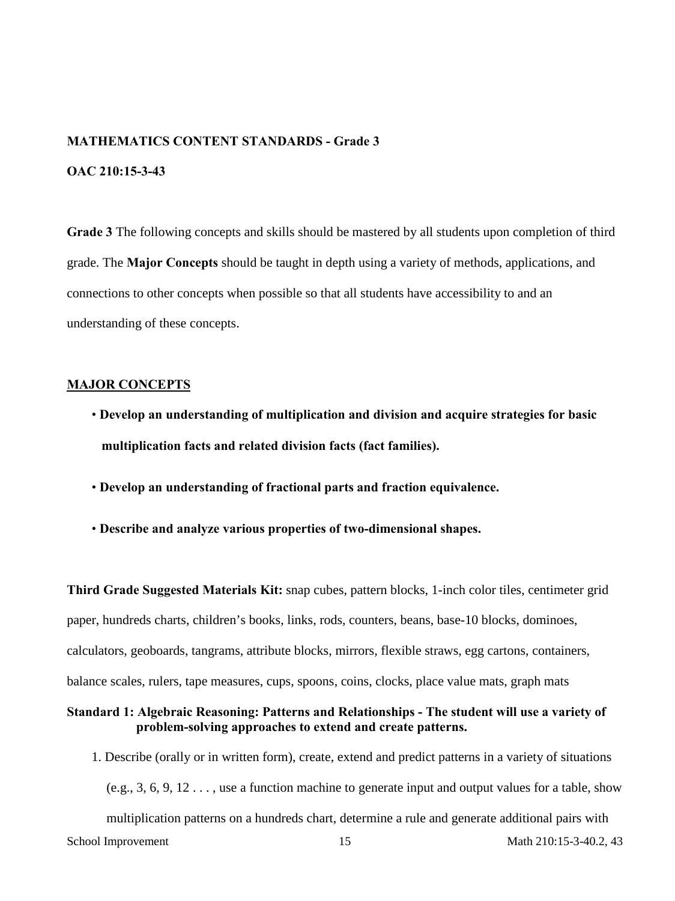**MATHEMATICS CONTENT STANDARDS - Grade 3**

**OAC 210:15-3-43**

**Grade 3** The following concepts and skills should be mastered by all students upon completion of third grade. The **Major Concepts** should be taught in depth using a variety of methods, applications, and connections to other concepts when possible so that all students have accessibility to and an understanding of these concepts.

## MAJOR CONCEPTS

- **Develop an understanding of multiplication and division and acquire strategies for basic multiplication facts and related division facts (fact families).**
- **Develop an understanding of fractional parts and fraction equivalence.**
- **Describe and analyze various properties of two-dimensional shapes.**

**Third Grade Suggested Materials Kit:** snap cubes, pattern blocks, 1-inch color tiles, centimeter grid paper, hundreds charts, children's books, links, rods, counters, beans, base-10 blocks, dominoes, calculators, geoboards, tangrams, attribute blocks, mirrors, flexible straws, egg cartons, containers, balance scales, rulers, tape measures, cups, spoons, coins, clocks, place value mats, graph mats

**Standard 1: Algebraic Reasoning: Patterns and Relationships - The student will use a variety of problem-solving approaches to extend and create patterns.**

1. Describe (orally or in written form), create, extend and predict patterns in a variety of situations (e.g., 3, 6, 9, 12 . . . , use a function machine to generate input and output values for a table, show multiplication patterns on a hundreds chart, determine a rule and generate additional pairs with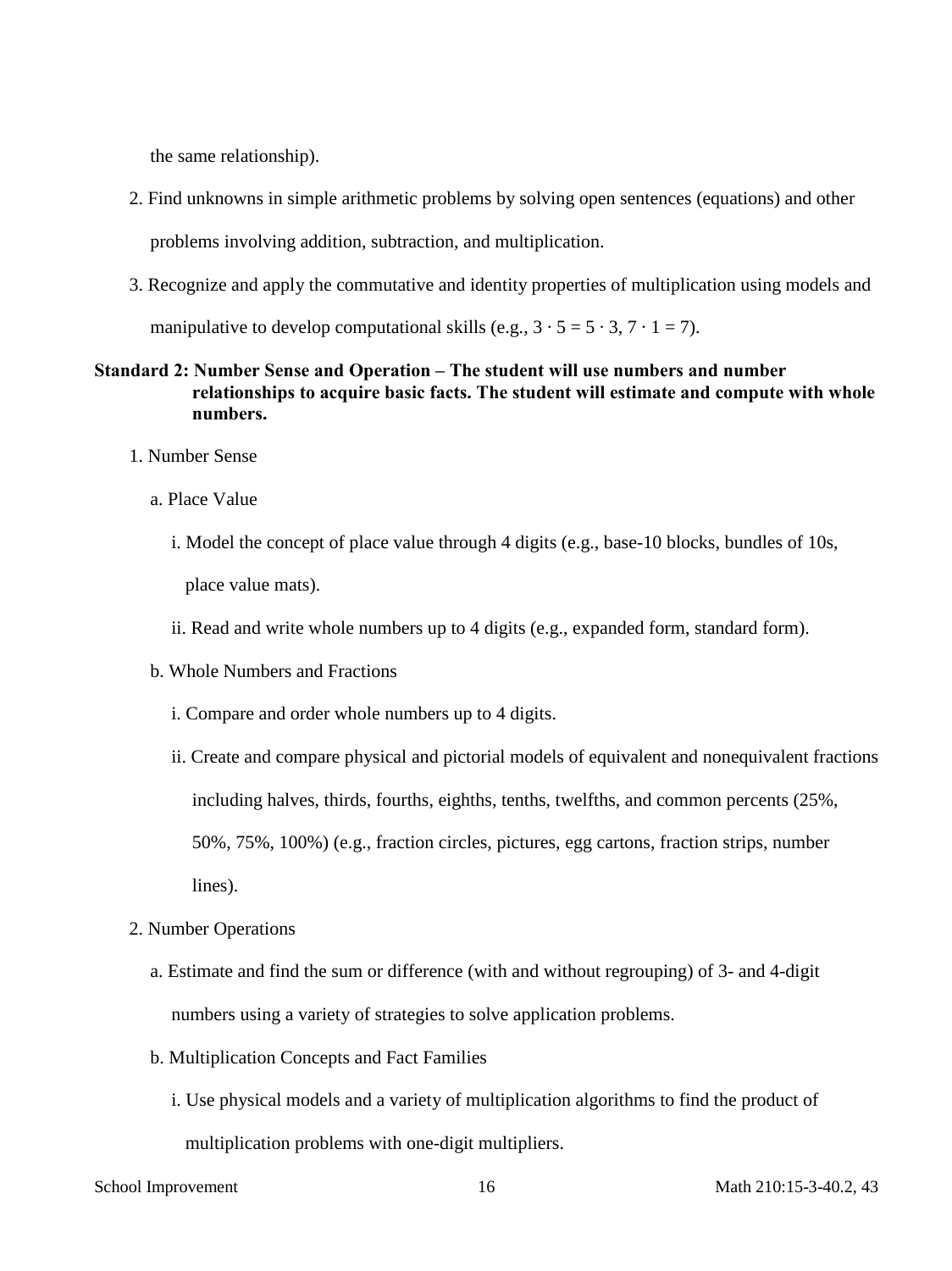the same relationship).

2. Find unknowns in simple arithmetic problems by solving open sentences (equations) and other problems involving addition, subtraction, and multiplication.

3. Recognize and apply the commutative and identity properties of multiplication using models and manipulative to develop computational skills (e.g., $3 \cdot 5 = 5 \cdot 3$, $7 \cdot 1 = 7$).

**Standard 2: Number Sense and Operation – The student will use numbers and number relationships to acquire basic facts. The student will estimate and compute with whole numbers.**

1. Number Sense
   - a. Place Value
     - i. Model the concept of place value through 4 digits (e.g., base-10 blocks, bundles of 10s, place value mats).
     - ii. Read and write whole numbers up to 4 digits (e.g., expanded form, standard form).
   - b. Whole Numbers and Fractions
     - i. Compare and order whole numbers up to 4 digits.
     - ii. Create and compare physical and pictorial models of equivalent and nonequivalent fractions including halves, thirds, fourths, eighths, tenths, twelfths, and common percents (25%, 50%, 75%, 100%) (e.g., fraction circles, pictures, egg cartons, fraction strips, number lines).

2. Number Operations
   - a. Estimate and find the sum or difference (with and without regrouping) of 3- and 4-digit numbers using a variety of strategies to solve application problems.
   - b. Multiplication Concepts and Fact Families
     - i. Use physical models and a variety of multiplication algorithms to find the product of multiplication problems with one-digit multipliers.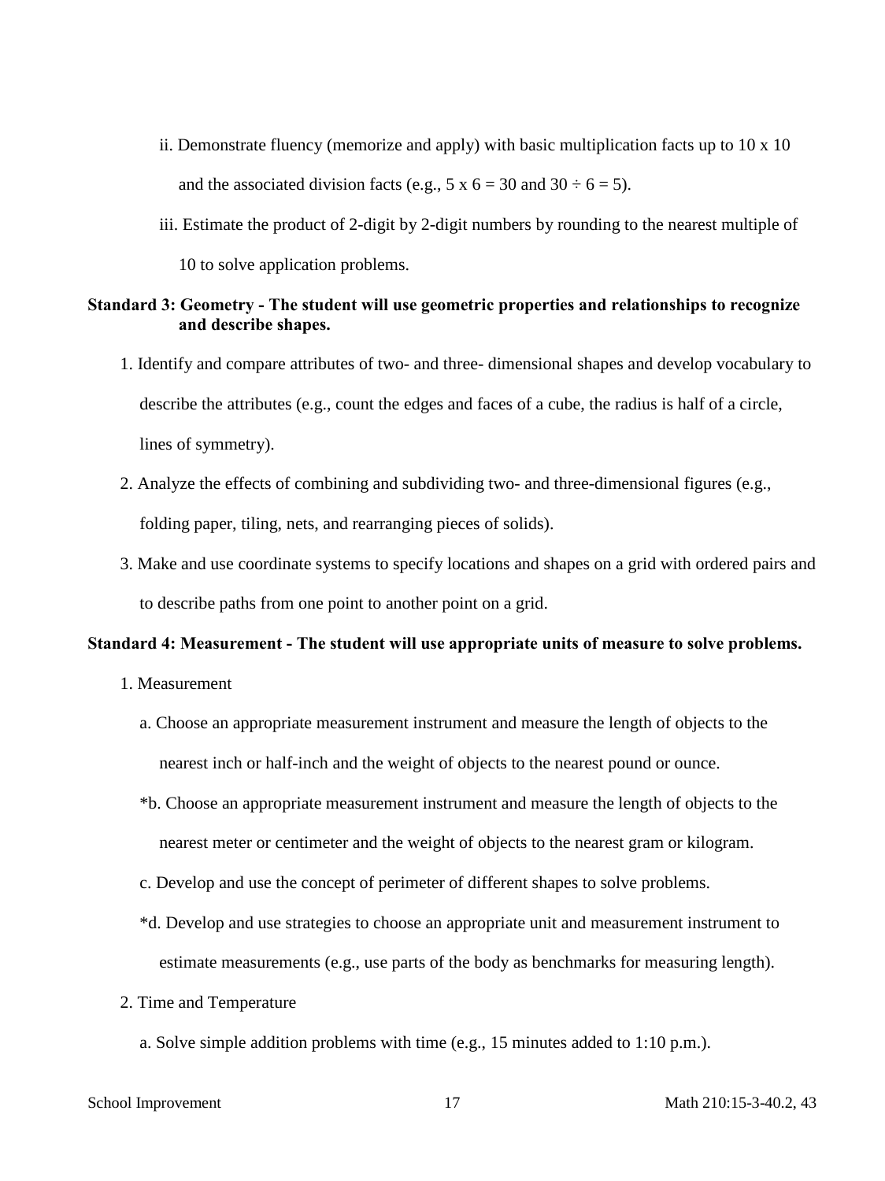ii. Demonstrate fluency (memorize and apply) with basic multiplication facts up to 10 x 10 and the associated division facts (e.g., 5 x 6 = 30 and 30 ÷ 6 = 5).

iii. Estimate the product of 2-digit by 2-digit numbers by rounding to the nearest multiple of 10 to solve application problems.

**Standard 3: Geometry - The student will use geometric properties and relationships to recognize and describe shapes.**

1. Identify and compare attributes of two- and three- dimensional shapes and develop vocabulary to describe the attributes (e.g., count the edges and faces of a cube, the radius is half of a circle, lines of symmetry).
2. Analyze the effects of combining and subdividing two- and three-dimensional figures (e.g., folding paper, tiling, nets, and rearranging pieces of solids).
3. Make and use coordinate systems to specify locations and shapes on a grid with ordered pairs and to describe paths from one point to another point on a grid.

**Standard 4: Measurement - The student will use appropriate units of measure to solve problems.**

1. Measurement

   a. Choose an appropriate measurement instrument and measure the length of objects to the nearest inch or half-inch and the weight of objects to the nearest pound or ounce.

   *b. Choose an appropriate measurement instrument and measure the length of objects to the nearest meter or centimeter and the weight of objects to the nearest gram or kilogram.

   c. Develop and use the concept of perimeter of different shapes to solve problems.

   *d. Develop and use strategies to choose an appropriate unit and measurement instrument to estimate measurements (e.g., use parts of the body as benchmarks for measuring length).

2. Time and Temperature

   a. Solve simple addition problems with time (e.g., 15 minutes added to 1:10 p.m.).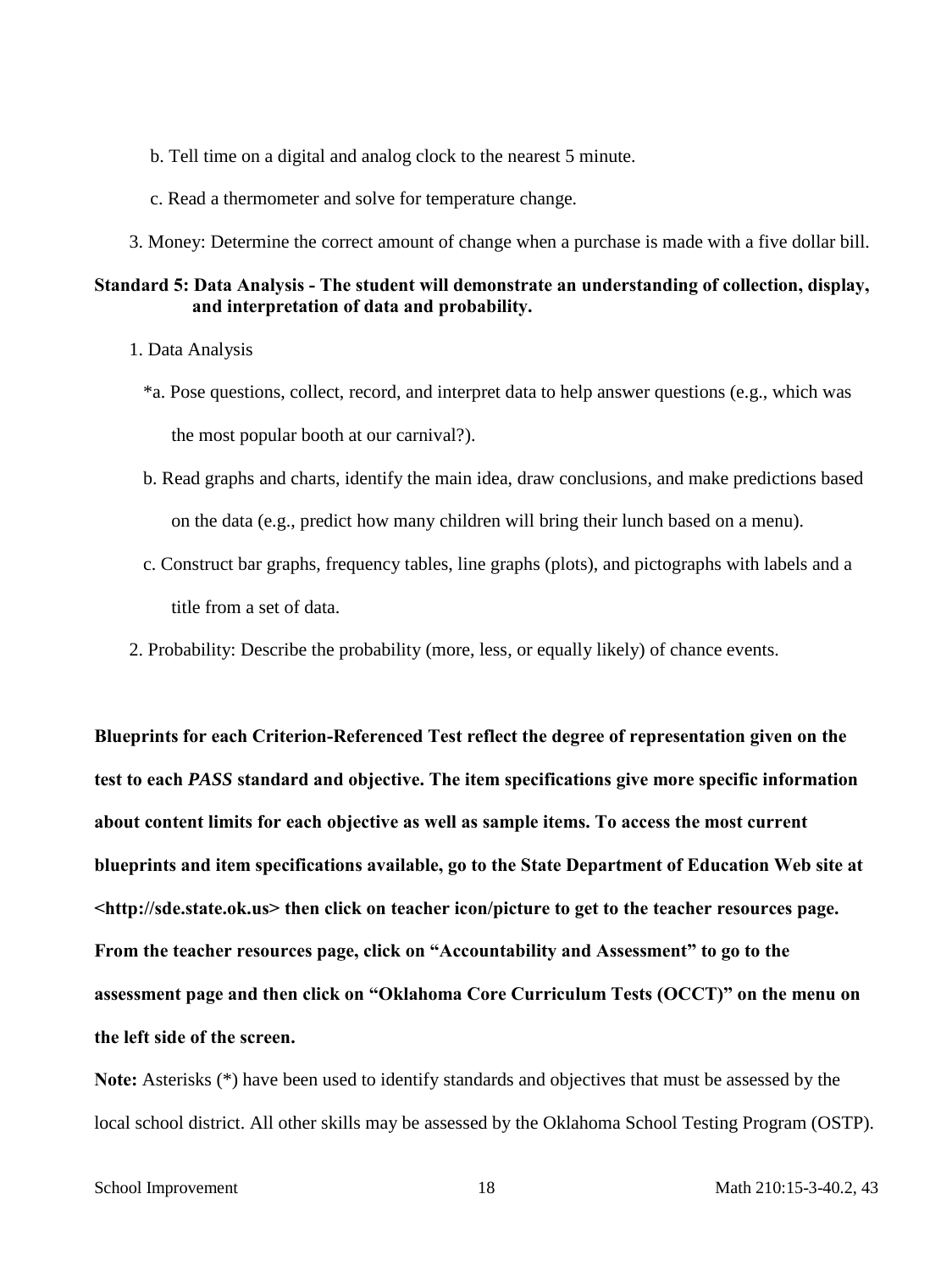b. Tell time on a digital and analog clock to the nearest 5 minute.

c. Read a thermometer and solve for temperature change.

3. Money: Determine the correct amount of change when a purchase is made with a five dollar bill.

**Standard 5: Data Analysis - The student will demonstrate an understanding of collection, display, and interpretation of data and probability.**

1. Data Analysis

   *a. Pose questions, collect, record, and interpret data to help answer questions (e.g., which was the most popular booth at our carnival?).

   b. Read graphs and charts, identify the main idea, draw conclusions, and make predictions based on the data (e.g., predict how many children will bring their lunch based on a menu).

   c. Construct bar graphs, frequency tables, line graphs (plots), and pictographs with labels and a title from a set of data.

2. Probability: Describe the probability (more, less, or equally likely) of chance events.

**Blueprints for each Criterion-Referenced Test reflect the degree of representation given on the test to each *PASS* standard and objective. The item specifications give more specific information about content limits for each objective as well as sample items. To access the most current blueprints and item specifications available, go to the State Department of Education Web site at <http://sde.state.ok.us> then click on teacher icon/picture to get to the teacher resources page. From the teacher resources page, click on "Accountability and Assessment" to go to the assessment page and then click on "Oklahoma Core Curriculum Tests (OCCT)" on the menu on the left side of the screen.**

**Note:** Asterisks (*) have been used to identify standards and objectives that must be assessed by the local school district. All other skills may be assessed by the Oklahoma School Testing Program (OSTP).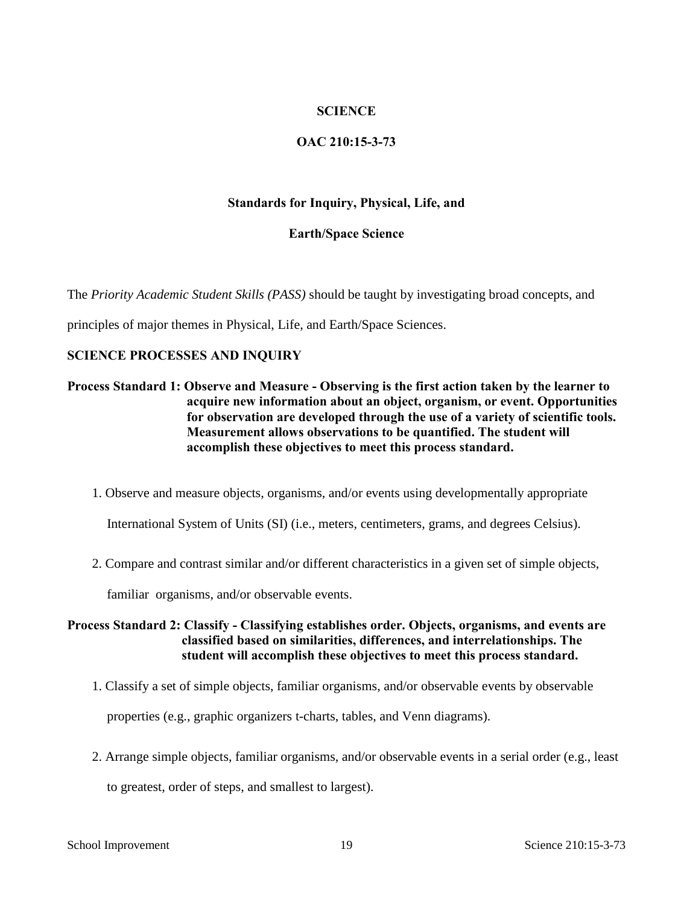# SCIENCE

## OAC 210:15-3-73

### Standards for Inquiry, Physical, Life, and Earth/Space Science

The *Priority Academic Student Skills (PASS)* should be taught by investigating broad concepts, and principles of major themes in Physical, Life, and Earth/Space Sciences.

**SCIENCE PROCESSES AND INQUIRY**

**Process Standard 1: Observe and Measure - Observing is the first action taken by the learner to acquire new information about an object, organism, or event. Opportunities for observation are developed through the use of a variety of scientific tools. Measurement allows observations to be quantified. The student will accomplish these objectives to meet this process standard.**

1. Observe and measure objects, organisms, and/or events using developmentally appropriate International System of Units (SI) (i.e., meters, centimeters, grams, and degrees Celsius).

2. Compare and contrast similar and/or different characteristics in a given set of simple objects, familiar organisms, and/or observable events.

**Process Standard 2: Classify - Classifying establishes order. Objects, organisms, and events are classified based on similarities, differences, and interrelationships. The student will accomplish these objectives to meet this process standard.**

1. Classify a set of simple objects, familiar organisms, and/or observable events by observable properties (e.g., graphic organizers t-charts, tables, and Venn diagrams).

2. Arrange simple objects, familiar organisms, and/or observable events in a serial order (e.g., least to greatest, order of steps, and smallest to largest).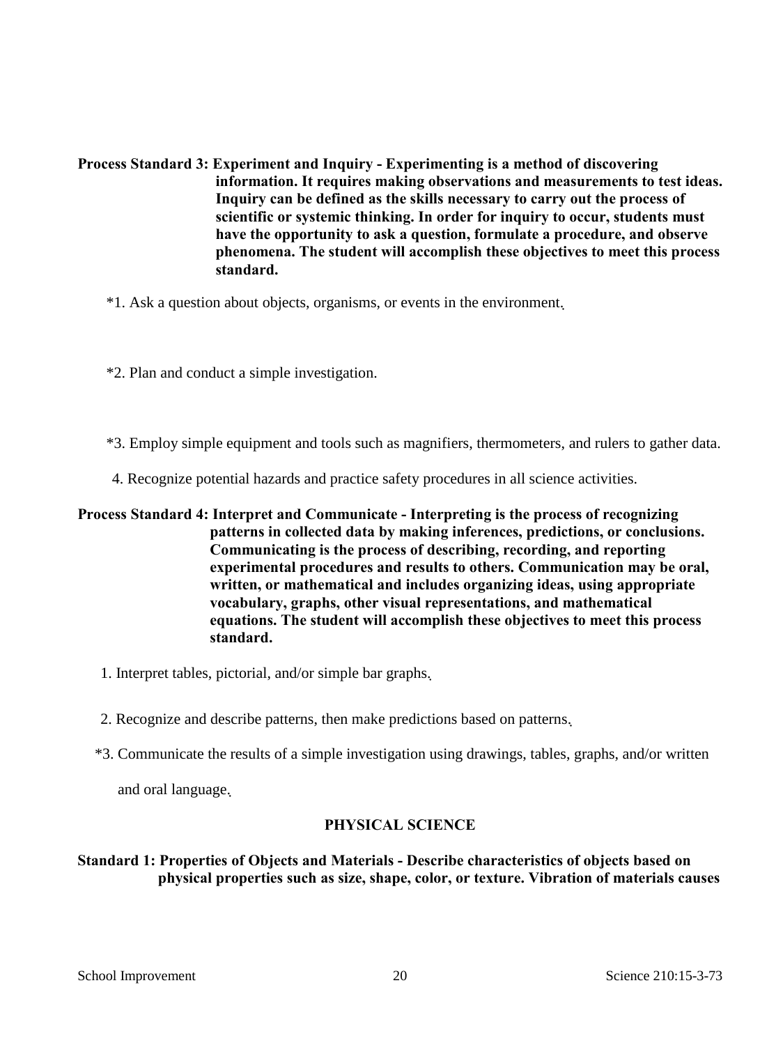**Process Standard 3: Experiment and Inquiry - Experimenting is a method of discovering information. It requires making observations and measurements to test ideas. Inquiry can be defined as the skills necessary to carry out the process of scientific or systemic thinking. In order for inquiry to occur, students must have the opportunity to ask a question, formulate a procedure, and observe phenomena. The student will accomplish these objectives to meet this process standard.**

*1. Ask a question about objects, organisms, or events in the environment.

*2. Plan and conduct a simple investigation.

*3. Employ simple equipment and tools such as magnifiers, thermometers, and rulers to gather data.

4. Recognize potential hazards and practice safety procedures in all science activities.

**Process Standard 4: Interpret and Communicate - Interpreting is the process of recognizing patterns in collected data by making inferences, predictions, or conclusions. Communicating is the process of describing, recording, and reporting experimental procedures and results to others. Communication may be oral, written, or mathematical and includes organizing ideas, using appropriate vocabulary, graphs, other visual representations, and mathematical equations. The student will accomplish these objectives to meet this process standard.**

1. Interpret tables, pictorial, and/or simple bar graphs.

2. Recognize and describe patterns, then make predictions based on patterns.

*3. Communicate the results of a simple investigation using drawings, tables, graphs, and/or written and oral language.

## PHYSICAL SCIENCE

**Standard 1: Properties of Objects and Materials - Describe characteristics of objects based on physical properties such as size, shape, color, or texture. Vibration of materials causes**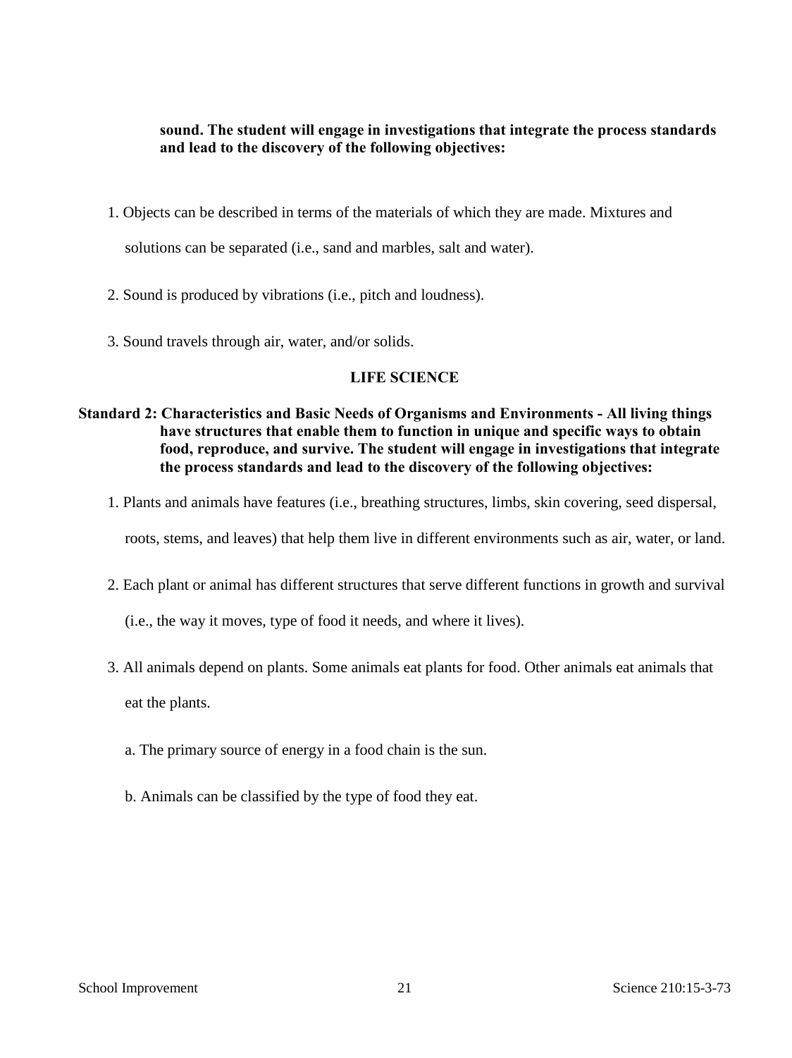**sound. The student will engage in investigations that integrate the process standards and lead to the discovery of the following objectives:**

1. Objects can be described in terms of the materials of which they are made. Mixtures and solutions can be separated (i.e., sand and marbles, salt and water).

2. Sound is produced by vibrations (i.e., pitch and loudness).

3. Sound travels through air, water, and/or solids.

## LIFE SCIENCE

**Standard 2: Characteristics and Basic Needs of Organisms and Environments - All living things have structures that enable them to function in unique and specific ways to obtain food, reproduce, and survive. The student will engage in investigations that integrate the process standards and lead to the discovery of the following objectives:**

1. Plants and animals have features (i.e., breathing structures, limbs, skin covering, seed dispersal, roots, stems, and leaves) that help them live in different environments such as air, water, or land.

2. Each plant or animal has different structures that serve different functions in growth and survival (i.e., the way it moves, type of food it needs, and where it lives).

3. All animals depend on plants. Some animals eat plants for food. Other animals eat animals that eat the plants.

   a. The primary source of energy in a food chain is the sun.

   b. Animals can be classified by the type of food they eat.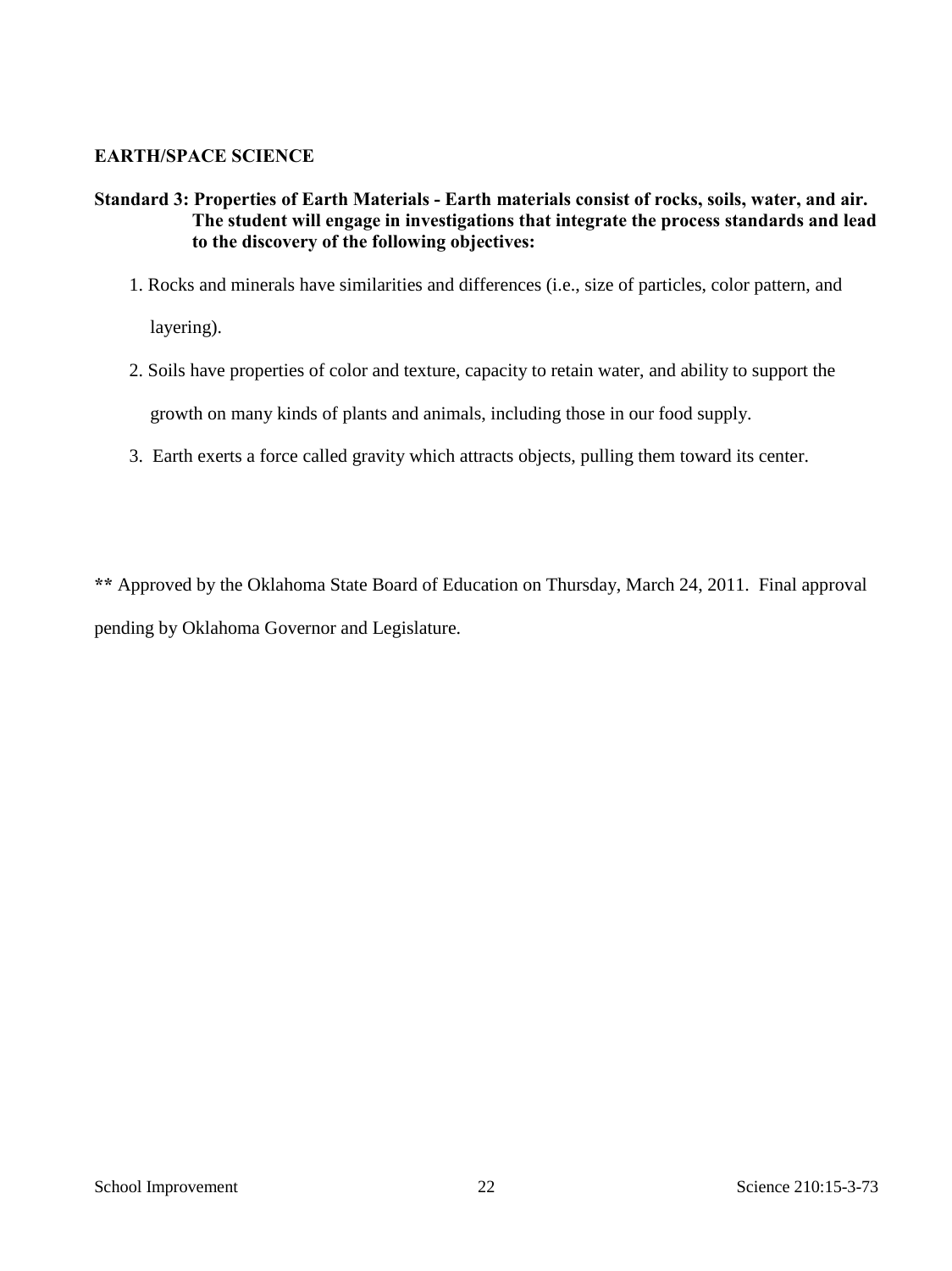**EARTH/SPACE SCIENCE**

**Standard 3: Properties of Earth Materials - Earth materials consist of rocks, soils, water, and air. The student will engage in investigations that integrate the process standards and lead to the discovery of the following objectives:**

1. Rocks and minerals have similarities and differences (i.e., size of particles, color pattern, and layering).
2. Soils have properties of color and texture, capacity to retain water, and ability to support the growth on many kinds of plants and animals, including those in our food supply.
3. Earth exerts a force called gravity which attracts objects, pulling them toward its center.

**\*\*** Approved by the Oklahoma State Board of Education on Thursday, March 24, 2011. Final approval pending by Oklahoma Governor and Legislature.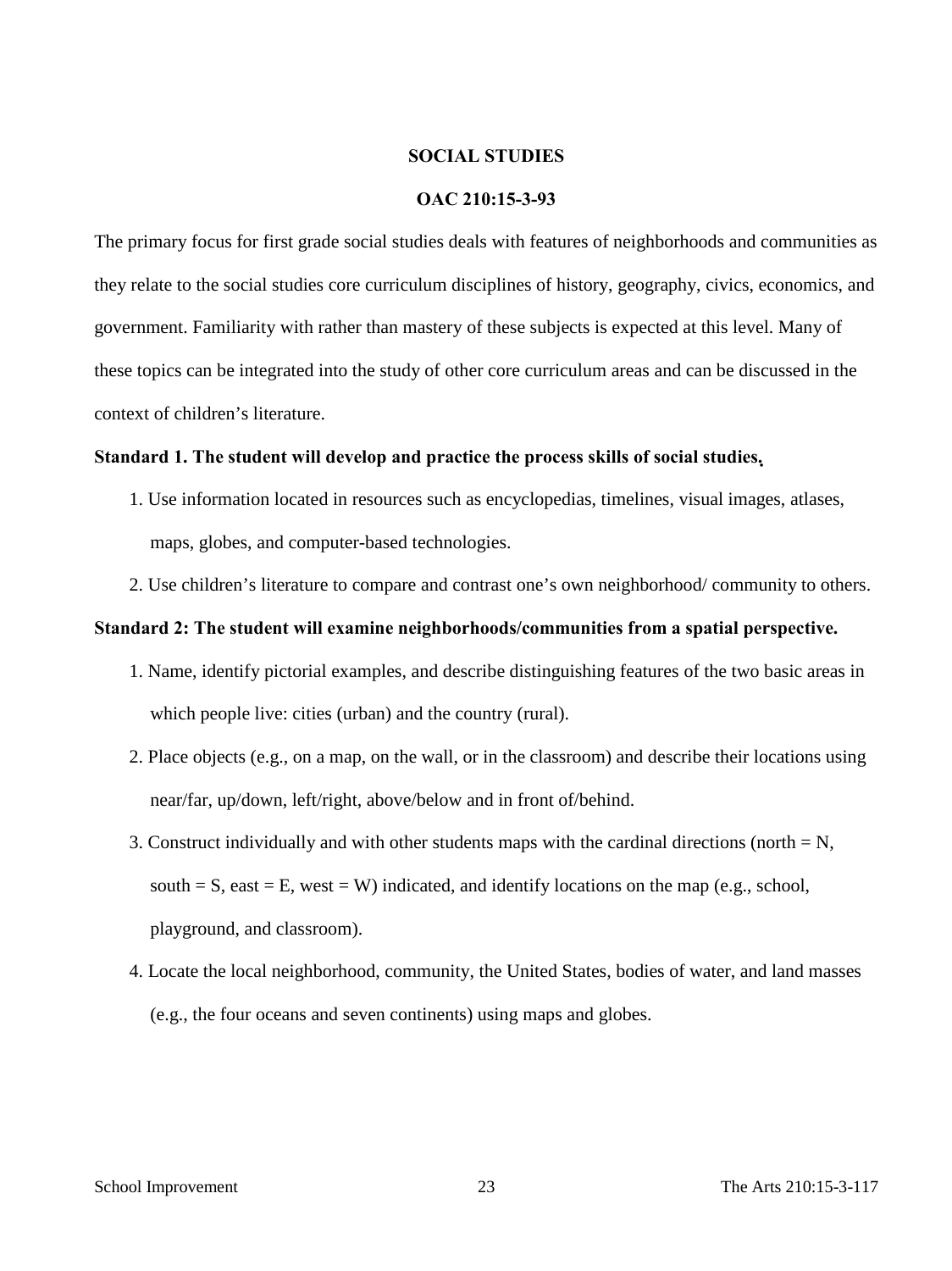## SOCIAL STUDIES

### OAC 210:15-3-93

The primary focus for first grade social studies deals with features of neighborhoods and communities as they relate to the social studies core curriculum disciplines of history, geography, civics, economics, and government. Familiarity with rather than mastery of these subjects is expected at this level. Many of these topics can be integrated into the study of other core curriculum areas and can be discussed in the context of children's literature.

**Standard 1. The student will develop and practice the process skills of social studies.**

1. Use information located in resources such as encyclopedias, timelines, visual images, atlases, maps, globes, and computer-based technologies.
2. Use children's literature to compare and contrast one's own neighborhood/ community to others.

**Standard 2: The student will examine neighborhoods/communities from a spatial perspective.**

1. Name, identify pictorial examples, and describe distinguishing features of the two basic areas in which people live: cities (urban) and the country (rural).
2. Place objects (e.g., on a map, on the wall, or in the classroom) and describe their locations using near/far, up/down, left/right, above/below and in front of/behind.
3. Construct individually and with other students maps with the cardinal directions (north = N, south = S, east = E, west = W) indicated, and identify locations on the map (e.g., school, playground, and classroom).
4. Locate the local neighborhood, community, the United States, bodies of water, and land masses (e.g., the four oceans and seven continents) using maps and globes.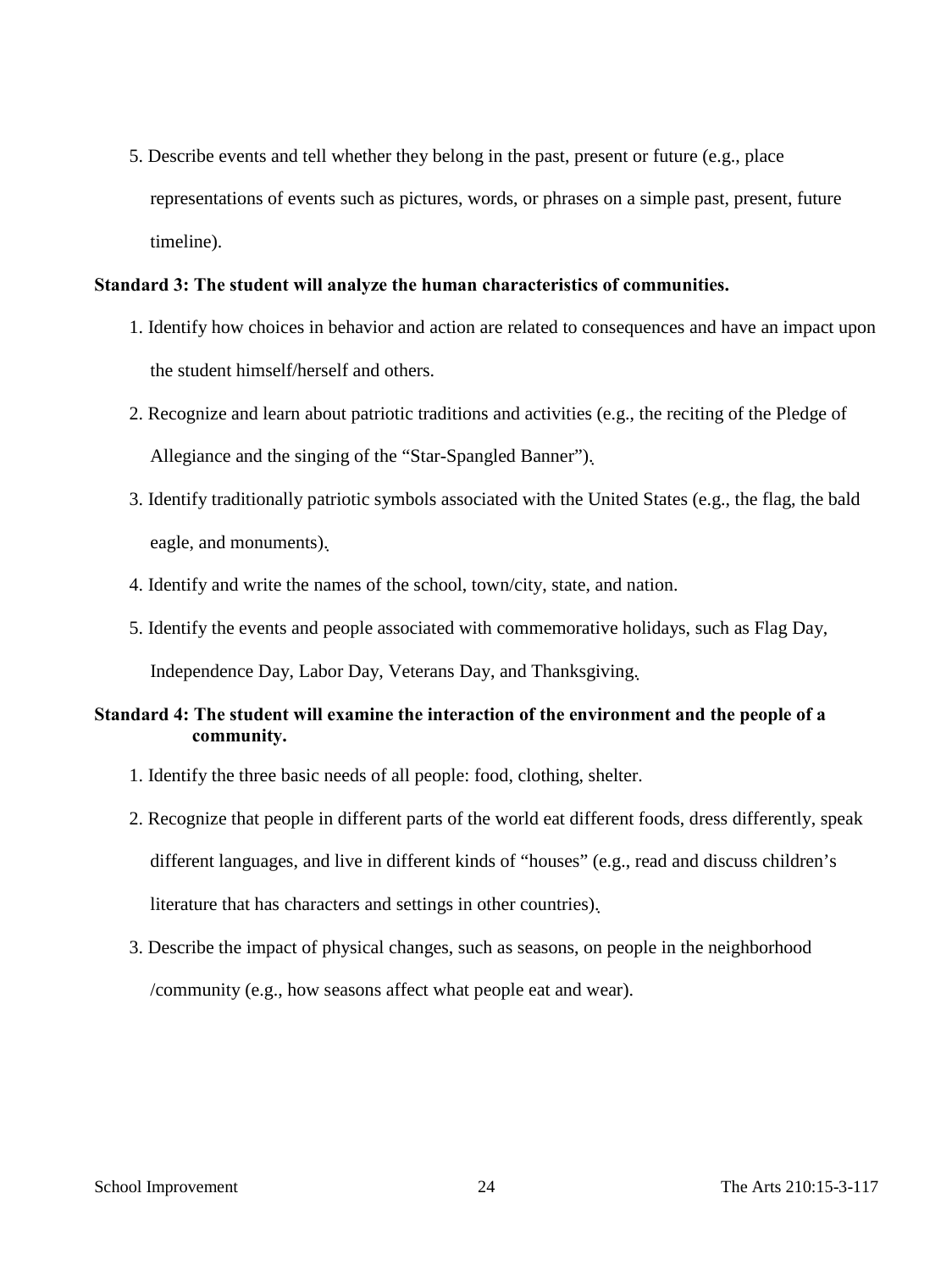5. Describe events and tell whether they belong in the past, present or future (e.g., place representations of events such as pictures, words, or phrases on a simple past, present, future timeline).

**Standard 3: The student will analyze the human characteristics of communities.**

1. Identify how choices in behavior and action are related to consequences and have an impact upon the student himself/herself and others.
2. Recognize and learn about patriotic traditions and activities (e.g., the reciting of the Pledge of Allegiance and the singing of the "Star-Spangled Banner").
3. Identify traditionally patriotic symbols associated with the United States (e.g., the flag, the bald eagle, and monuments).
4. Identify and write the names of the school, town/city, state, and nation.
5. Identify the events and people associated with commemorative holidays, such as Flag Day, Independence Day, Labor Day, Veterans Day, and Thanksgiving.

**Standard 4: The student will examine the interaction of the environment and the people of a community.**

1. Identify the three basic needs of all people: food, clothing, shelter.
2. Recognize that people in different parts of the world eat different foods, dress differently, speak different languages, and live in different kinds of "houses" (e.g., read and discuss children's literature that has characters and settings in other countries).
3. Describe the impact of physical changes, such as seasons, on people in the neighborhood /community (e.g., how seasons affect what people eat and wear).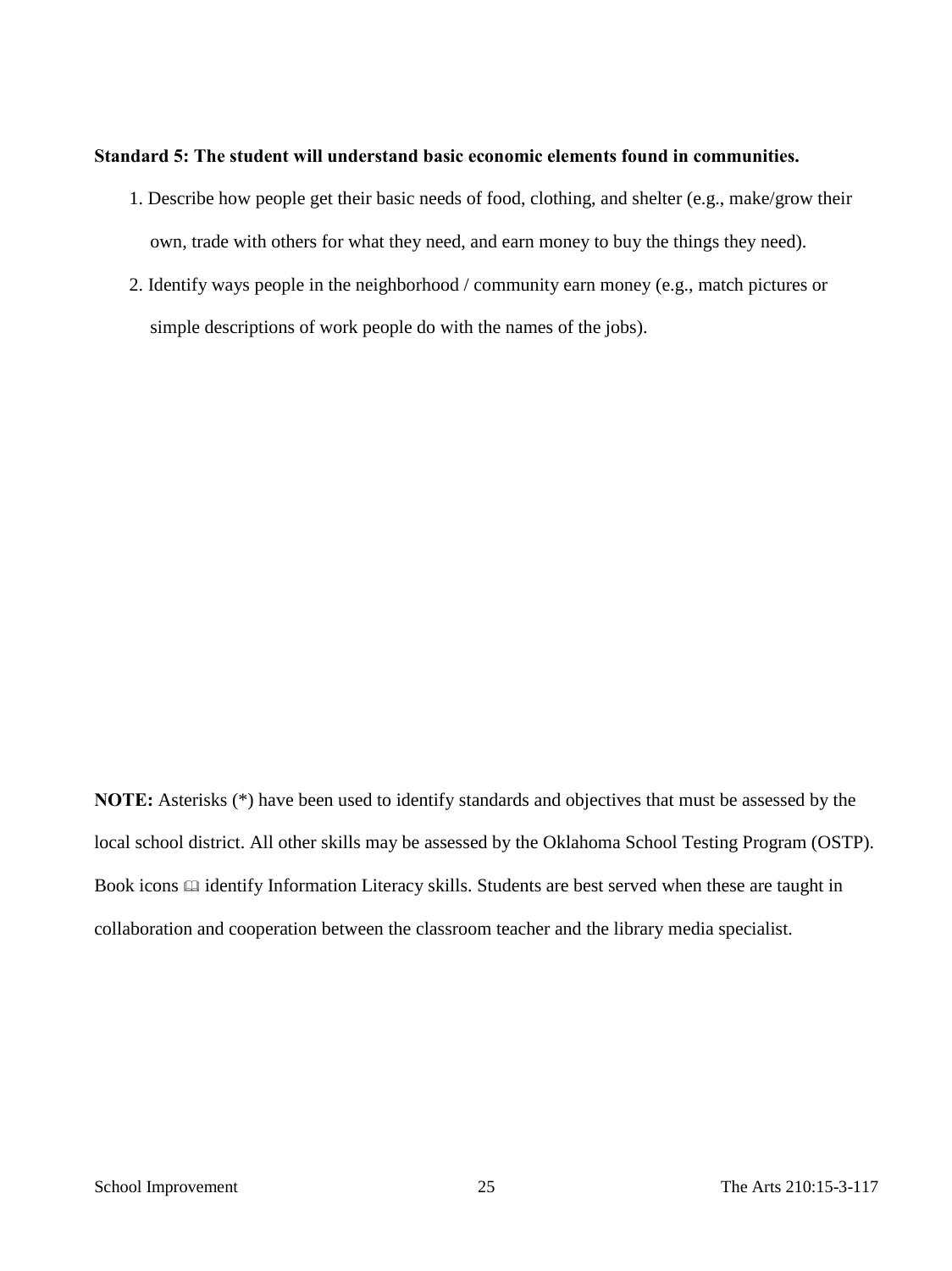**Standard 5: The student will understand basic economic elements found in communities.**

1. Describe how people get their basic needs of food, clothing, and shelter (e.g., make/grow their own, trade with others for what they need, and earn money to buy the things they need).
2. Identify ways people in the neighborhood / community earn money (e.g., match pictures or simple descriptions of work people do with the names of the jobs).

**NOTE:** Asterisks (*) have been used to identify standards and objectives that must be assessed by the local school district. All other skills may be assessed by the Oklahoma School Testing Program (OSTP). Book icons 🕮 identify Information Literacy skills. Students are best served when these are taught in collaboration and cooperation between the classroom teacher and the library media specialist.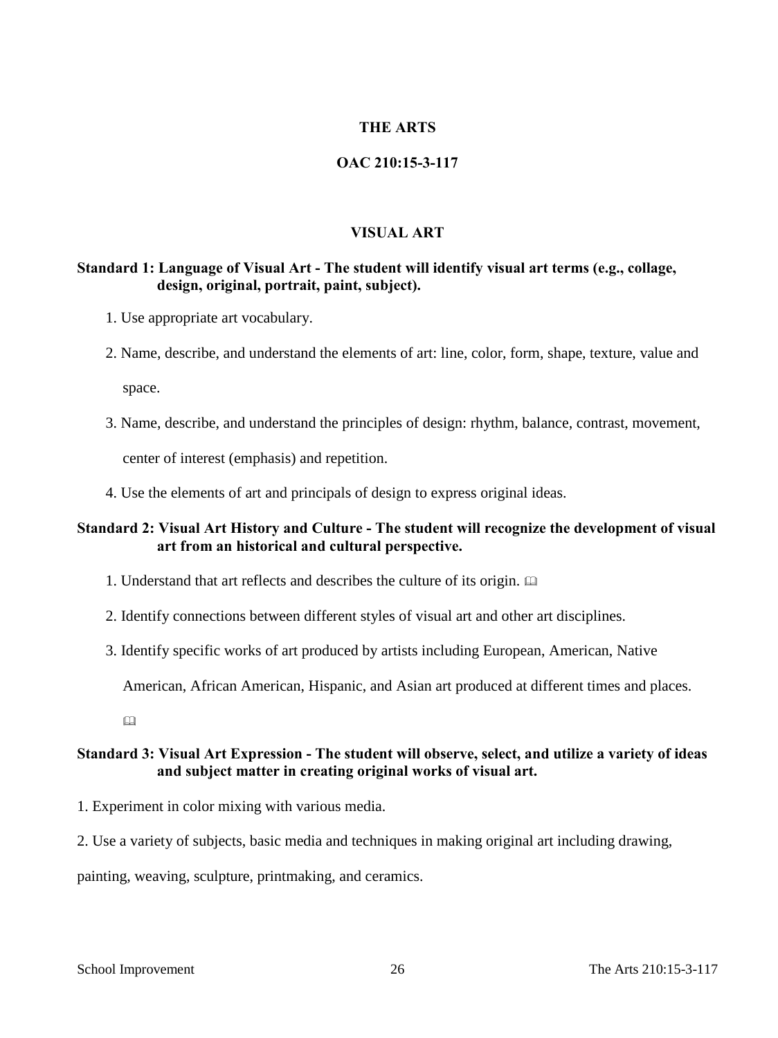# THE ARTS

## OAC 210:15-3-117

## VISUAL ART

**Standard 1: Language of Visual Art - The student will identify visual art terms (e.g., collage, design, original, portrait, paint, subject).**

1. Use appropriate art vocabulary.
2. Name, describe, and understand the elements of art: line, color, form, shape, texture, value and space.
3. Name, describe, and understand the principles of design: rhythm, balance, contrast, movement, center of interest (emphasis) and repetition.
4. Use the elements of art and principals of design to express original ideas.

**Standard 2: Visual Art History and Culture - The student will recognize the development of visual art from an historical and cultural perspective.**

1. Understand that art reflects and describes the culture of its origin. 📖
2. Identify connections between different styles of visual art and other art disciplines.
3. Identify specific works of art produced by artists including European, American, Native American, African American, Hispanic, and Asian art produced at different times and places. 📖

**Standard 3: Visual Art Expression - The student will observe, select, and utilize a variety of ideas and subject matter in creating original works of visual art.**

1. Experiment in color mixing with various media.
2. Use a variety of subjects, basic media and techniques in making original art including drawing, painting, weaving, sculpture, printmaking, and ceramics.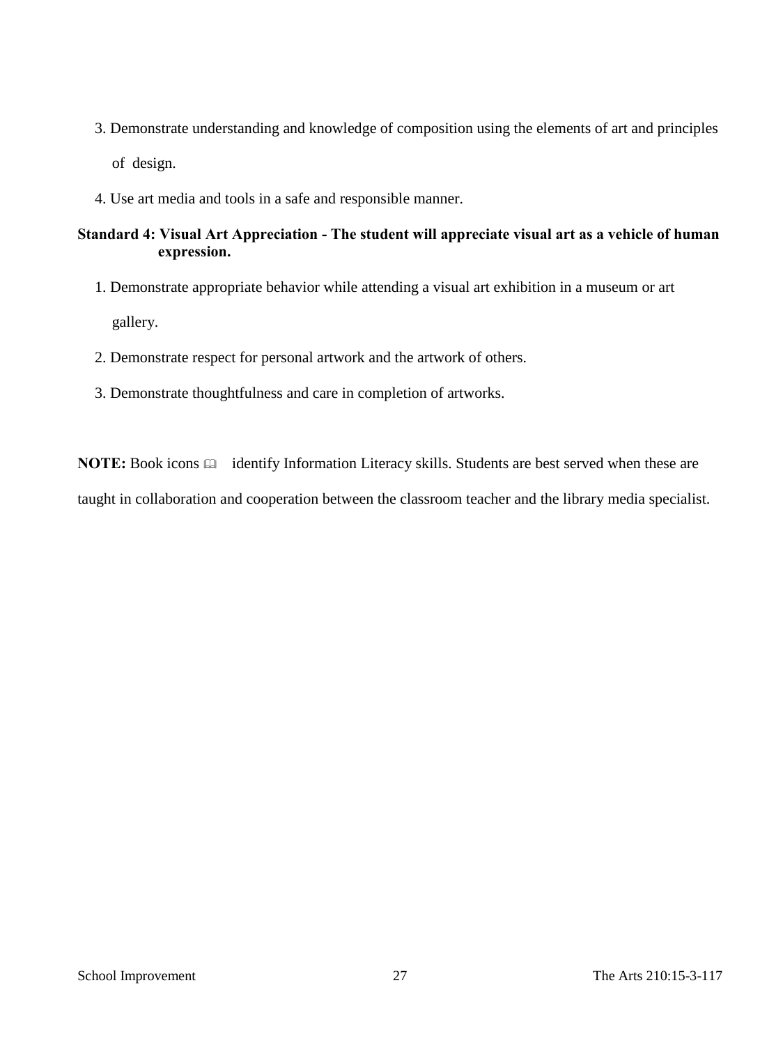3. Demonstrate understanding and knowledge of composition using the elements of art and principles of design.
4. Use art media and tools in a safe and responsible manner.

**Standard 4: Visual Art Appreciation - The student will appreciate visual art as a vehicle of human expression.**

1. Demonstrate appropriate behavior while attending a visual art exhibition in a museum or art gallery.
2. Demonstrate respect for personal artwork and the artwork of others.
3. Demonstrate thoughtfulness and care in completion of artworks.

**NOTE:** Book icons 🕮 identify Information Literacy skills. Students are best served when these are taught in collaboration and cooperation between the classroom teacher and the library media specialist.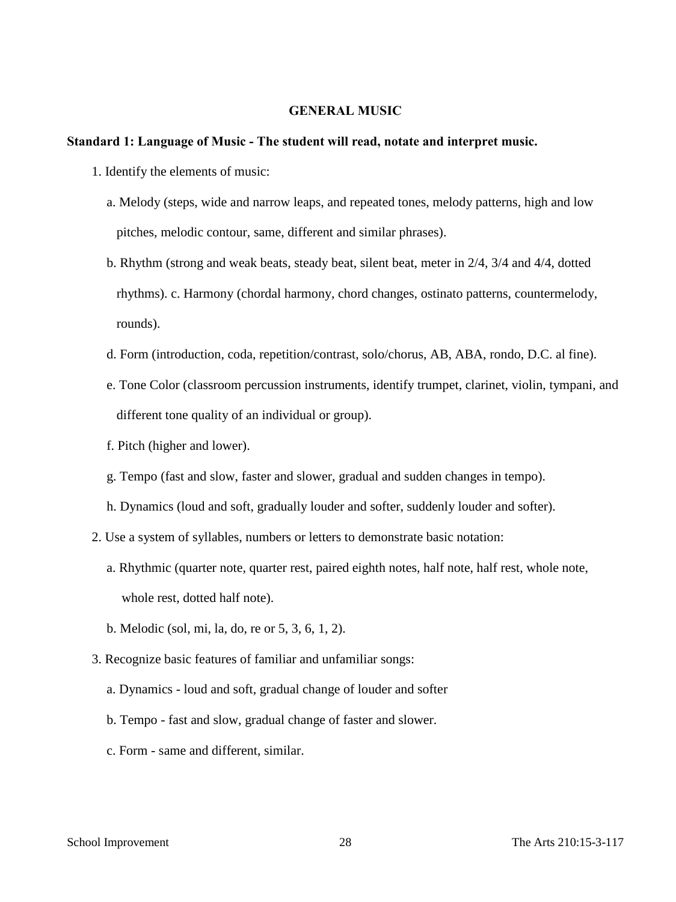## GENERAL MUSIC

**Standard 1: Language of Music - The student will read, notate and interpret music.**

1. Identify the elements of music:
   - a. Melody (steps, wide and narrow leaps, and repeated tones, melody patterns, high and low pitches, melodic contour, same, different and similar phrases).
   - b. Rhythm (strong and weak beats, steady beat, silent beat, meter in 2/4, 3/4 and 4/4, dotted rhythms). c. Harmony (chordal harmony, chord changes, ostinato patterns, countermelody, rounds).
   - d. Form (introduction, coda, repetition/contrast, solo/chorus, AB, ABA, rondo, D.C. al fine).
   - e. Tone Color (classroom percussion instruments, identify trumpet, clarinet, violin, tympani, and different tone quality of an individual or group).
   - f. Pitch (higher and lower).
   - g. Tempo (fast and slow, faster and slower, gradual and sudden changes in tempo).
   - h. Dynamics (loud and soft, gradually louder and softer, suddenly louder and softer).
2. Use a system of syllables, numbers or letters to demonstrate basic notation:
   - a. Rhythmic (quarter note, quarter rest, paired eighth notes, half note, half rest, whole note, whole rest, dotted half note).
   - b. Melodic (sol, mi, la, do, re or 5, 3, 6, 1, 2).
3. Recognize basic features of familiar and unfamiliar songs:
   - a. Dynamics - loud and soft, gradual change of louder and softer
   - b. Tempo - fast and slow, gradual change of faster and slower.
   - c. Form - same and different, similar.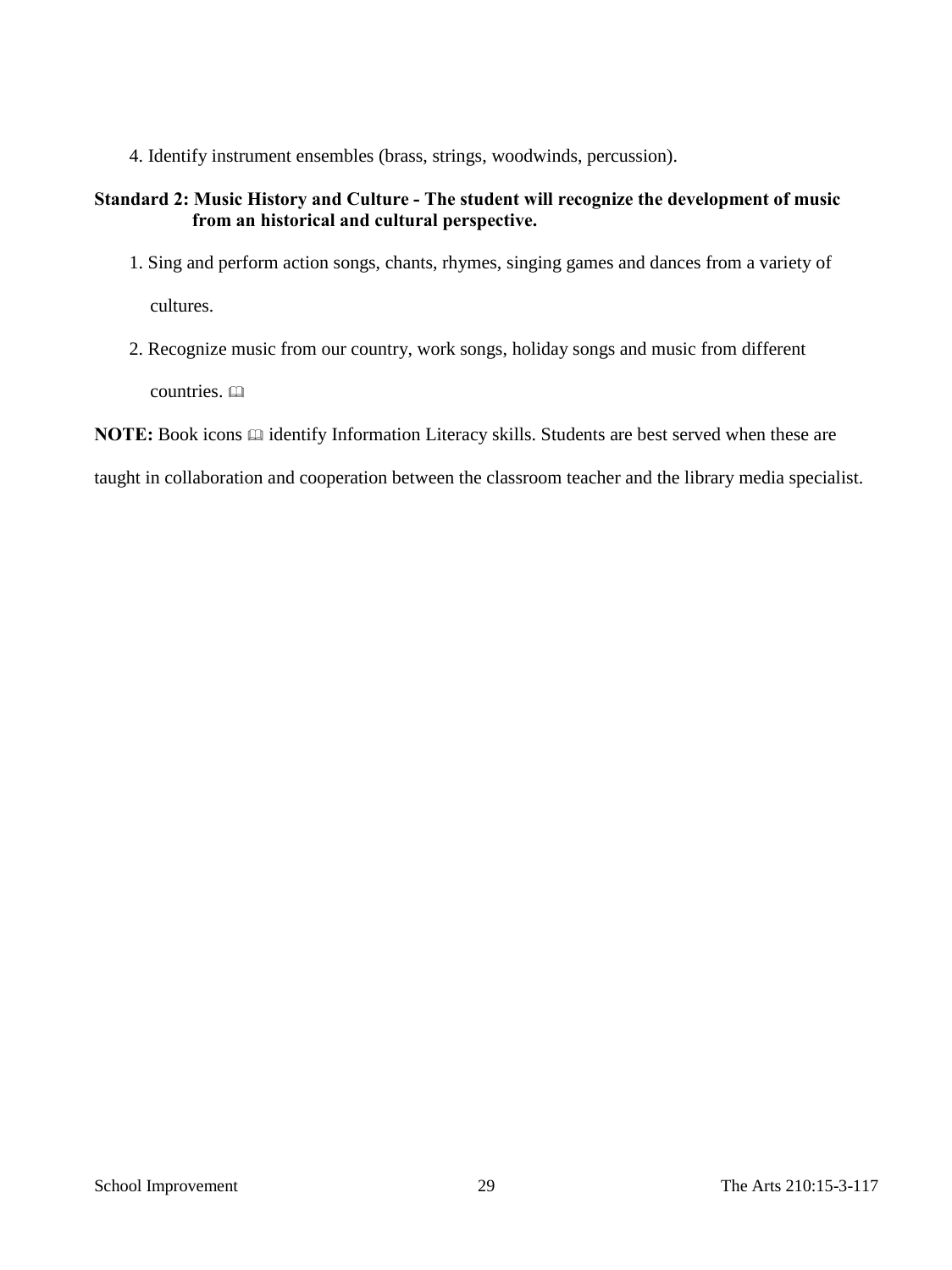4. Identify instrument ensembles (brass, strings, woodwinds, percussion).

**Standard 2: Music History and Culture - The student will recognize the development of music from an historical and cultural perspective.**

1. Sing and perform action songs, chants, rhymes, singing games and dances from a variety of cultures.
2. Recognize music from our country, work songs, holiday songs and music from different countries. 🕮

**NOTE:** Book icons 🕮 identify Information Literacy skills. Students are best served when these are taught in collaboration and cooperation between the classroom teacher and the library media specialist.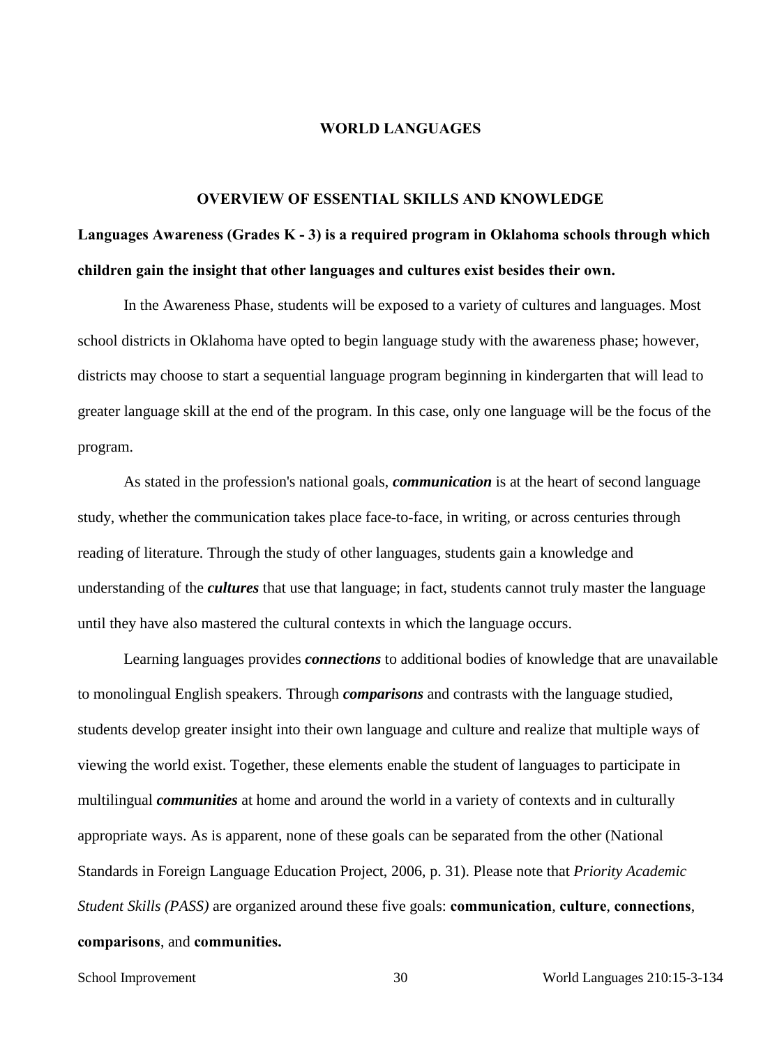# WORLD LANGUAGES

## OVERVIEW OF ESSENTIAL SKILLS AND KNOWLEDGE

**Languages Awareness (Grades K - 3) is a required program in Oklahoma schools through which children gain the insight that other languages and cultures exist besides their own.**

In the Awareness Phase, students will be exposed to a variety of cultures and languages. Most school districts in Oklahoma have opted to begin language study with the awareness phase; however, districts may choose to start a sequential language program beginning in kindergarten that will lead to greater language skill at the end of the program. In this case, only one language will be the focus of the program.

As stated in the profession's national goals, ***communication*** is at the heart of second language study, whether the communication takes place face-to-face, in writing, or across centuries through reading of literature. Through the study of other languages, students gain a knowledge and understanding of the ***cultures*** that use that language; in fact, students cannot truly master the language until they have also mastered the cultural contexts in which the language occurs.

Learning languages provides ***connections*** to additional bodies of knowledge that are unavailable to monolingual English speakers. Through ***comparisons*** and contrasts with the language studied, students develop greater insight into their own language and culture and realize that multiple ways of viewing the world exist. Together, these elements enable the student of languages to participate in multilingual ***communities*** at home and around the world in a variety of contexts and in culturally appropriate ways. As is apparent, none of these goals can be separated from the other (National Standards in Foreign Language Education Project, 2006, p. 31). Please note that *Priority Academic Student Skills (PASS)* are organized around these five goals: **communication**, **culture**, **connections**, **comparisons**, and **communities.**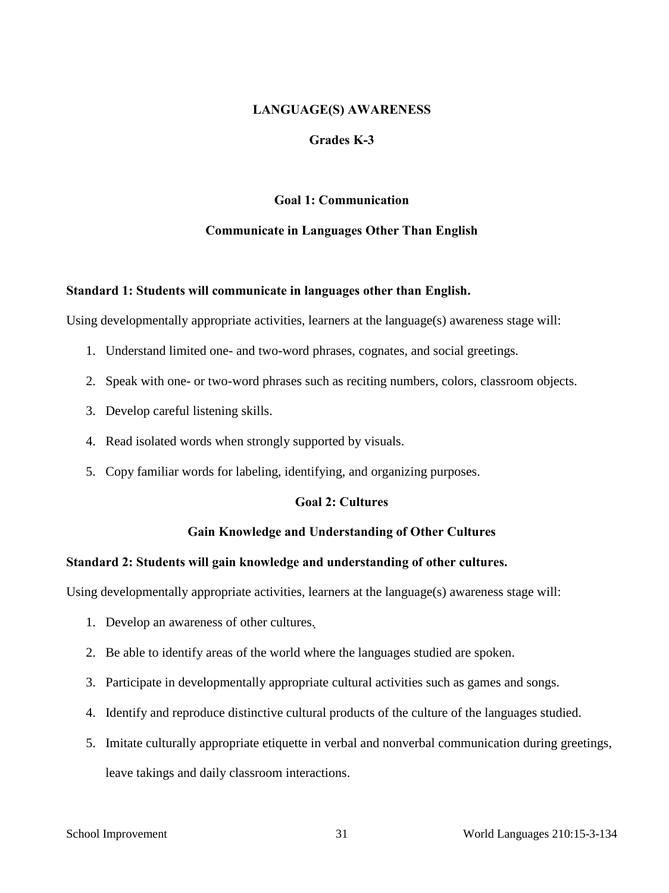# LANGUAGE(S) AWARENESS

## Grades K-3

### Goal 1: Communication

### Communicate in Languages Other Than English

**Standard 1: Students will communicate in languages other than English.**

Using developmentally appropriate activities, learners at the language(s) awareness stage will:

1. Understand limited one- and two-word phrases, cognates, and social greetings.
2. Speak with one- or two-word phrases such as reciting numbers, colors, classroom objects.
3. Develop careful listening skills.
4. Read isolated words when strongly supported by visuals.
5. Copy familiar words for labeling, identifying, and organizing purposes.

### Goal 2: Cultures

### Gain Knowledge and Understanding of Other Cultures

**Standard 2: Students will gain knowledge and understanding of other cultures.**

Using developmentally appropriate activities, learners at the language(s) awareness stage will:

1. Develop an awareness of other cultures.
2. Be able to identify areas of the world where the languages studied are spoken.
3. Participate in developmentally appropriate cultural activities such as games and songs.
4. Identify and reproduce distinctive cultural products of the culture of the languages studied.
5. Imitate culturally appropriate etiquette in verbal and nonverbal communication during greetings, leave takings and daily classroom interactions.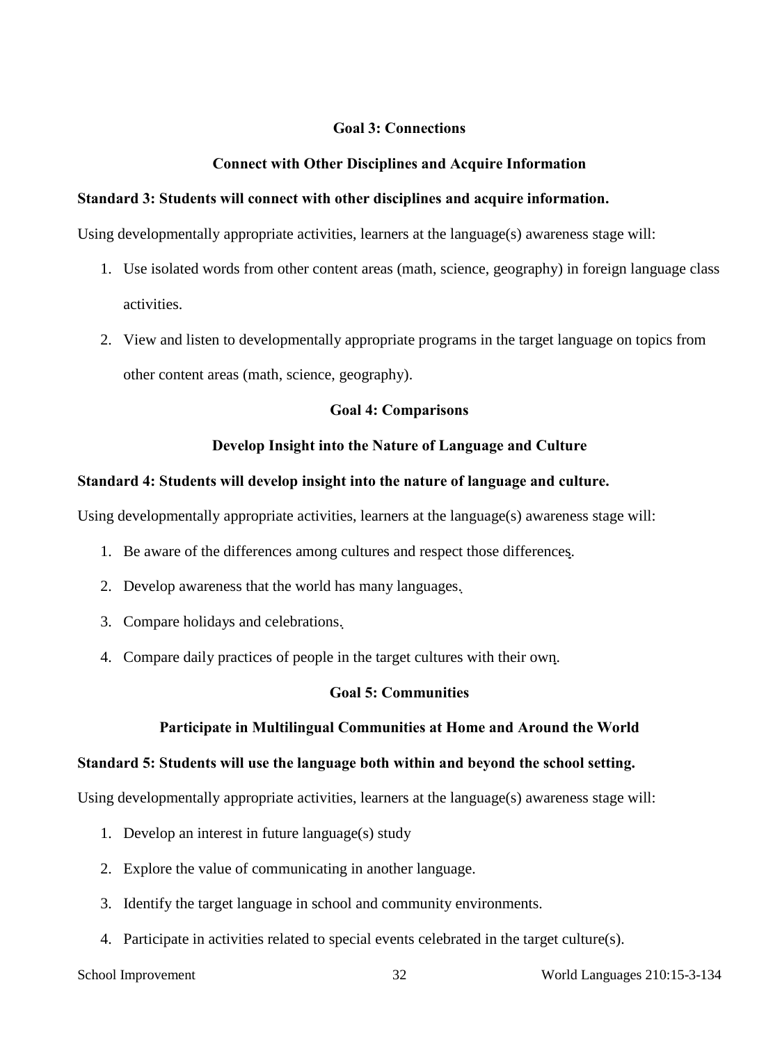**Goal 3: Connections**

**Connect with Other Disciplines and Acquire Information**

**Standard 3: Students will connect with other disciplines and acquire information.**

Using developmentally appropriate activities, learners at the language(s) awareness stage will:

1. Use isolated words from other content areas (math, science, geography) in foreign language class activities.
2. View and listen to developmentally appropriate programs in the target language on topics from other content areas (math, science, geography).

**Goal 4: Comparisons**

**Develop Insight into the Nature of Language and Culture**

**Standard 4: Students will develop insight into the nature of language and culture.**

Using developmentally appropriate activities, learners at the language(s) awareness stage will:

1. Be aware of the differences among cultures and respect those differences.
2. Develop awareness that the world has many languages.
3. Compare holidays and celebrations.
4. Compare daily practices of people in the target cultures with their own.

**Goal 5: Communities**

**Participate in Multilingual Communities at Home and Around the World**

**Standard 5: Students will use the language both within and beyond the school setting.**

Using developmentally appropriate activities, learners at the language(s) awareness stage will:

1. Develop an interest in future language(s) study
2. Explore the value of communicating in another language.
3. Identify the target language in school and community environments.
4. Participate in activities related to special events celebrated in the target culture(s).